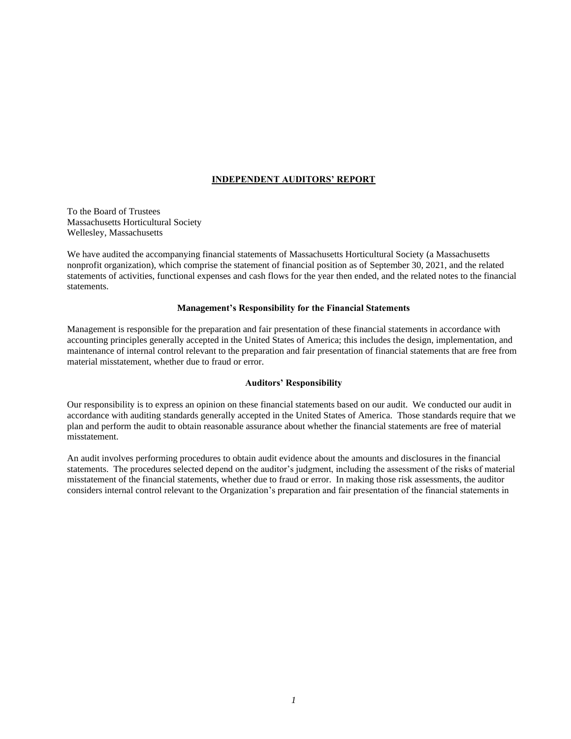## INDEPENDENT AUDITORS' REPORT

To the Board of Trustees
Massachusetts Horticultural Society
Wellesley, Massachusetts

We have audited the accompanying financial statements of Massachusetts Horticultural Society (a Massachusetts nonprofit organization), which comprise the statement of financial position as of September 30, 2021, and the related statements of activities, functional expenses and cash flows for the year then ended, and the related notes to the financial statements.

### Management's Responsibility for the Financial Statements

Management is responsible for the preparation and fair presentation of these financial statements in accordance with accounting principles generally accepted in the United States of America; this includes the design, implementation, and maintenance of internal control relevant to the preparation and fair presentation of financial statements that are free from material misstatement, whether due to fraud or error.

### Auditors' Responsibility

Our responsibility is to express an opinion on these financial statements based on our audit. We conducted our audit in accordance with auditing standards generally accepted in the United States of America. Those standards require that we plan and perform the audit to obtain reasonable assurance about whether the financial statements are free of material misstatement.

An audit involves performing procedures to obtain audit evidence about the amounts and disclosures in the financial statements. The procedures selected depend on the auditor's judgment, including the assessment of the risks of material misstatement of the financial statements, whether due to fraud or error. In making those risk assessments, the auditor considers internal control relevant to the Organization's preparation and fair presentation of the financial statements in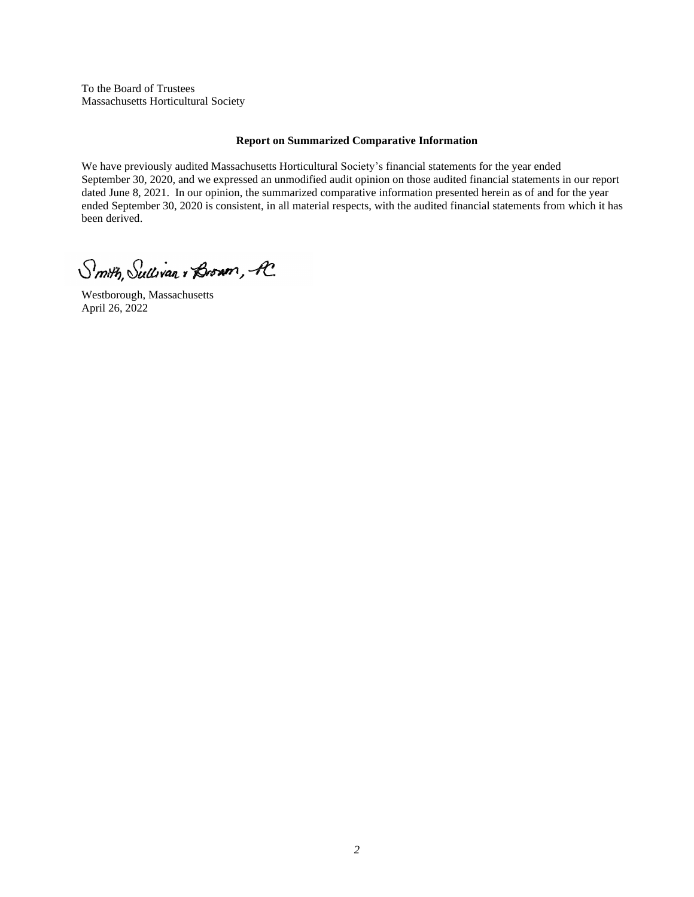To the Board of Trustees
Massachusetts Horticultural Society

**Report on Summarized Comparative Information**

We have previously audited Massachusetts Horticultural Society's financial statements for the year ended September 30, 2020, and we expressed an unmodified audit opinion on those audited financial statements in our report dated June 8, 2021. In our opinion, the summarized comparative information presented herein as of and for the year ended September 30, 2020 is consistent, in all material respects, with the audited financial statements from which it has been derived.

Smith, Sullivan & Brown, P.C.

Westborough, Massachusetts
April 26, 2022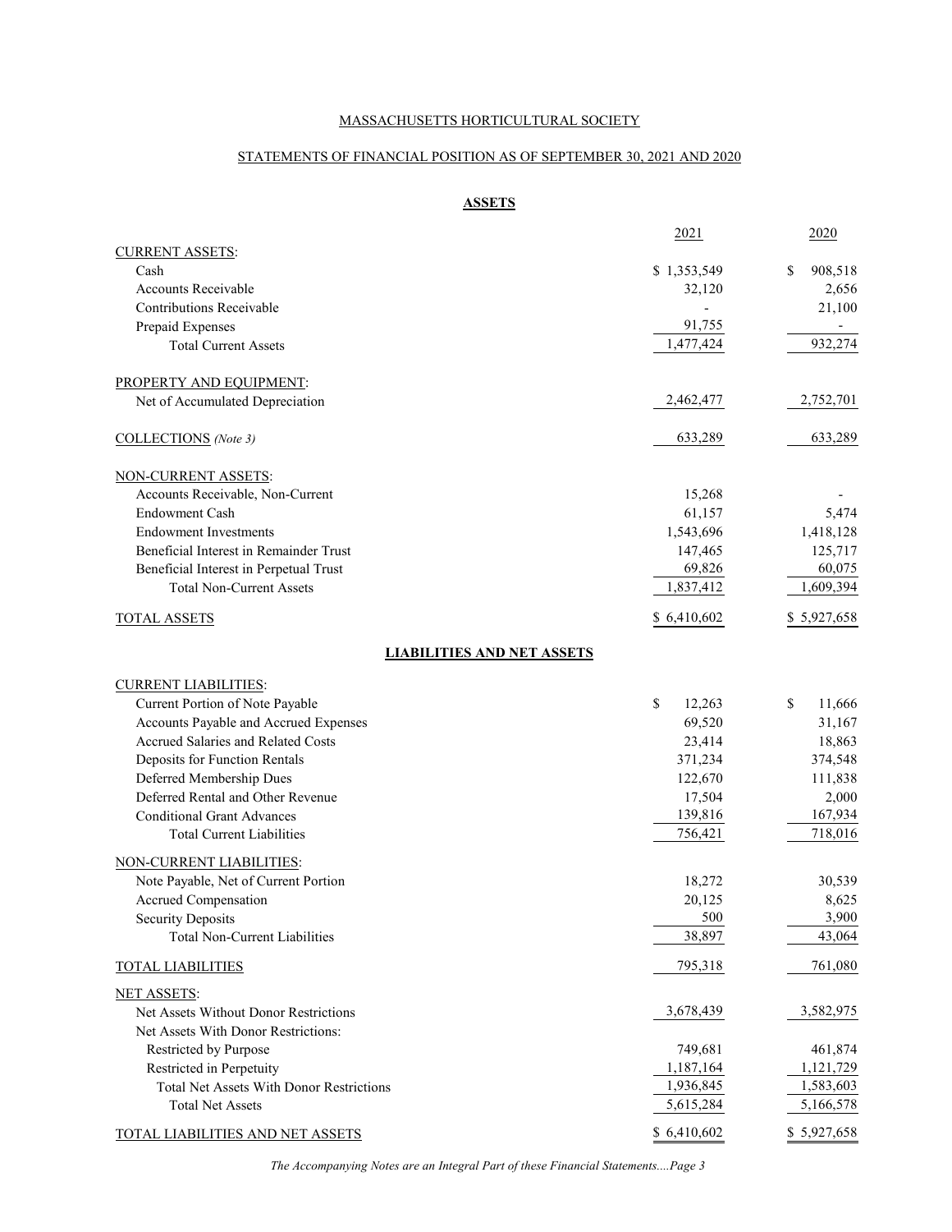MASSACHUSETTS HORTICULTURAL SOCIETY

STATEMENTS OF FINANCIAL POSITION AS OF SEPTEMBER 30, 2021 AND 2020

## ASSETS

| | 2021 | 2020 |
|---|---|---|
| CURRENT ASSETS: | | |
| Cash | $ 1,353,549 | $ 908,518 |
| Accounts Receivable | 32,120 | 2,656 |
| Contributions Receivable | - | 21,100 |
| Prepaid Expenses | 91,755 | - |
| Total Current Assets | 1,477,424 | 932,274 |
| PROPERTY AND EQUIPMENT: | | |
| Net of Accumulated Depreciation | 2,462,477 | 2,752,701 |
| COLLECTIONS *(Note 3)* | 633,289 | 633,289 |
| NON-CURRENT ASSETS: | | |
| Accounts Receivable, Non-Current | 15,268 | - |
| Endowment Cash | 61,157 | 5,474 |
| Endowment Investments | 1,543,696 | 1,418,128 |
| Beneficial Interest in Remainder Trust | 147,465 | 125,717 |
| Beneficial Interest in Perpetual Trust | 69,826 | 60,075 |
| Total Non-Current Assets | 1,837,412 | 1,609,394 |
| TOTAL ASSETS | $ 6,410,602 | $ 5,927,658 |

## LIABILITIES AND NET ASSETS

| | 2021 | 2020 |
|---|---|---|
| CURRENT LIABILITIES: | | |
| Current Portion of Note Payable | $ 12,263 | $ 11,666 |
| Accounts Payable and Accrued Expenses | 69,520 | 31,167 |
| Accrued Salaries and Related Costs | 23,414 | 18,863 |
| Deposits for Function Rentals | 371,234 | 374,548 |
| Deferred Membership Dues | 122,670 | 111,838 |
| Deferred Rental and Other Revenue | 17,504 | 2,000 |
| Conditional Grant Advances | 139,816 | 167,934 |
| Total Current Liabilities | 756,421 | 718,016 |
| NON-CURRENT LIABILITIES: | | |
| Note Payable, Net of Current Portion | 18,272 | 30,539 |
| Accrued Compensation | 20,125 | 8,625 |
| Security Deposits | 500 | 3,900 |
| Total Non-Current Liabilities | 38,897 | 43,064 |
| TOTAL LIABILITIES | 795,318 | 761,080 |
| NET ASSETS: | | |
| Net Assets Without Donor Restrictions | 3,678,439 | 3,582,975 |
| Net Assets With Donor Restrictions: | | |
| Restricted by Purpose | 749,681 | 461,874 |
| Restricted in Perpetuity | 1,187,164 | 1,121,729 |
| Total Net Assets With Donor Restrictions | 1,936,845 | 1,583,603 |
| Total Net Assets | 5,615,284 | 5,166,578 |
| TOTAL LIABILITIES AND NET ASSETS | $ 6,410,602 | $ 5,927,658 |

*The Accompanying Notes are an Integral Part of these Financial Statements....Page 3*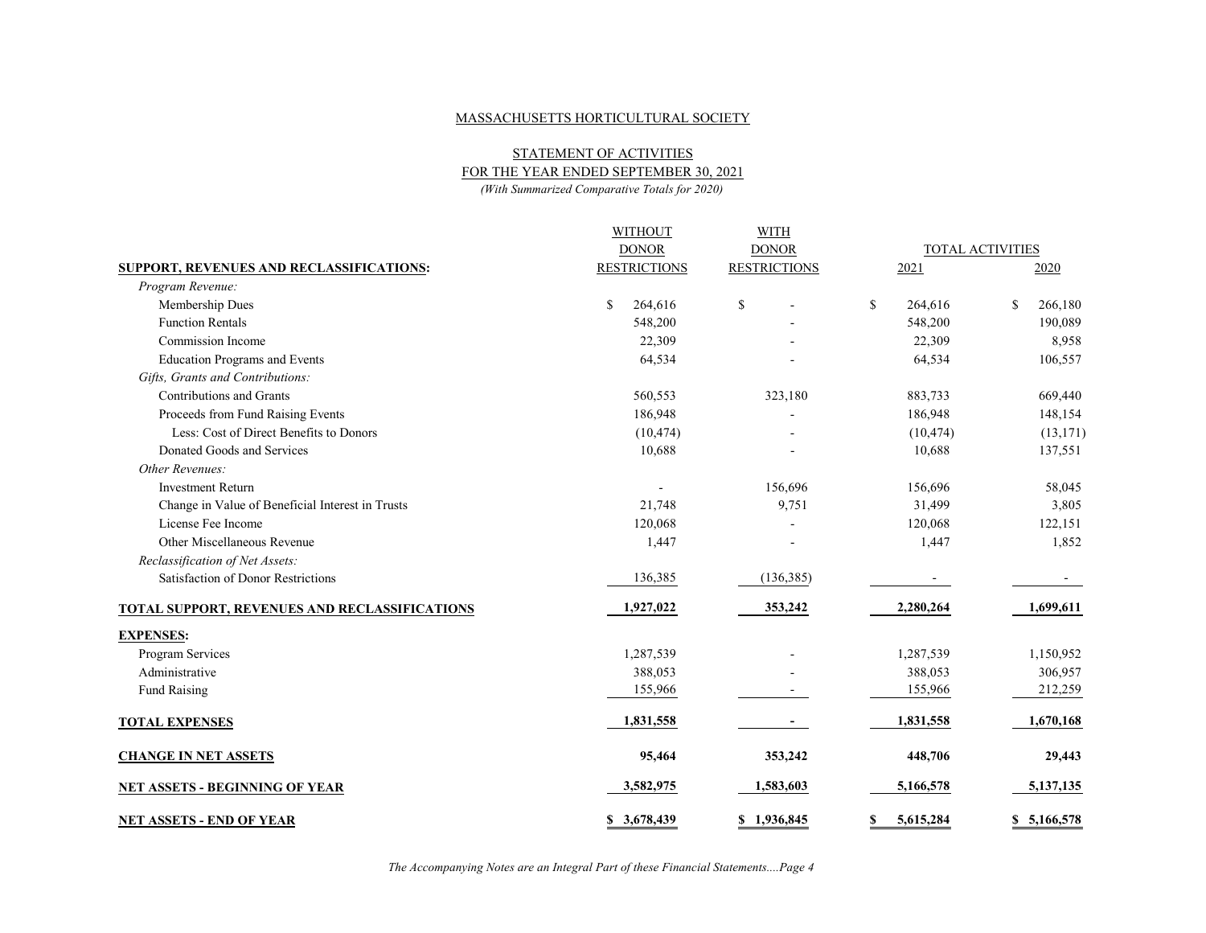MASSACHUSETTS HORTICULTURAL SOCIETY

STATEMENT OF ACTIVITIES
FOR THE YEAR ENDED SEPTEMBER 30, 2021
*(With Summarized Comparative Totals for 2020)*

| | WITHOUT DONOR RESTRICTIONS | WITH DONOR RESTRICTIONS | TOTAL ACTIVITIES | |
|---|---|---|---|---|
| **SUPPORT, REVENUES AND RECLASSIFICATIONS:** | | | 2021 | 2020 |
| *Program Revenue:* | | | | |
| Membership Dues | $ 264,616 | $ - | $ 264,616 | $ 266,180 |
| Function Rentals | 548,200 | - | 548,200 | 190,089 |
| Commission Income | 22,309 | - | 22,309 | 8,958 |
| Education Programs and Events | 64,534 | - | 64,534 | 106,557 |
| *Gifts, Grants and Contributions:* | | | | |
| Contributions and Grants | 560,553 | 323,180 | 883,733 | 669,440 |
| Proceeds from Fund Raising Events | 186,948 | - | 186,948 | 148,154 |
| Less: Cost of Direct Benefits to Donors | (10,474) | - | (10,474) | (13,171) |
| Donated Goods and Services | 10,688 | - | 10,688 | 137,551 |
| *Other Revenues:* | | | | |
| Investment Return | - | 156,696 | 156,696 | 58,045 |
| Change in Value of Beneficial Interest in Trusts | 21,748 | 9,751 | 31,499 | 3,805 |
| License Fee Income | 120,068 | - | 120,068 | 122,151 |
| Other Miscellaneous Revenue | 1,447 | - | 1,447 | 1,852 |
| *Reclassification of Net Assets:* | | | | |
| Satisfaction of Donor Restrictions | 136,385 | (136,385) | - | - |
| **TOTAL SUPPORT, REVENUES AND RECLASSIFICATIONS** | **1,927,022** | **353,242** | **2,280,264** | **1,699,611** |
| **EXPENSES:** | | | | |
| Program Services | 1,287,539 | - | 1,287,539 | 1,150,952 |
| Administrative | 388,053 | - | 388,053 | 306,957 |
| Fund Raising | 155,966 | - | 155,966 | 212,259 |
| **TOTAL EXPENSES** | **1,831,558** | **-** | **1,831,558** | **1,670,168** |
| **CHANGE IN NET ASSETS** | **95,464** | **353,242** | **448,706** | **29,443** |
| **NET ASSETS - BEGINNING OF YEAR** | **3,582,975** | **1,583,603** | **5,166,578** | **5,137,135** |
| **NET ASSETS - END OF YEAR** | **$ 3,678,439** | **$ 1,936,845** | **$ 5,615,284** | **$ 5,166,578** |

*The Accompanying Notes are an Integral Part of these Financial Statements....Page 4*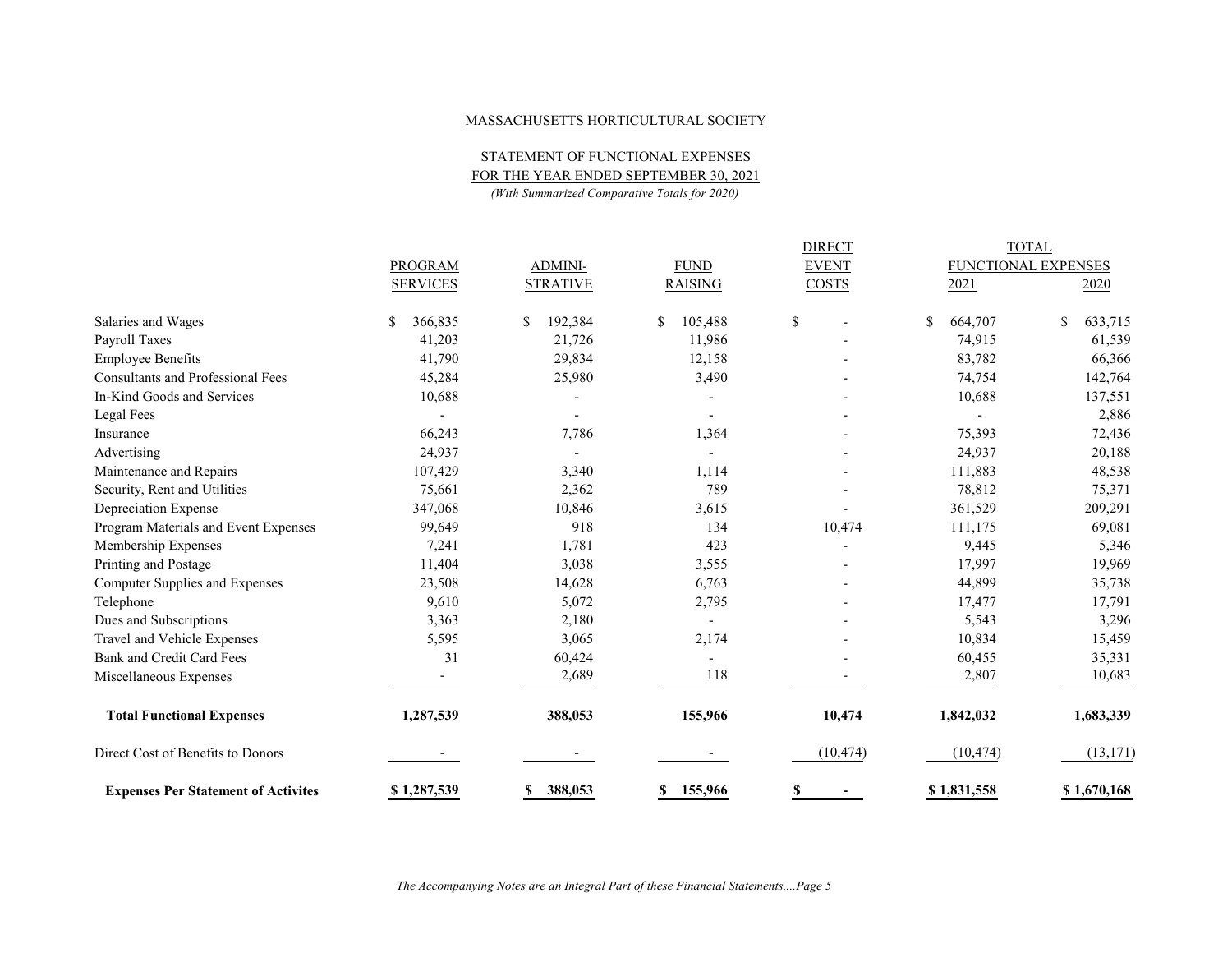MASSACHUSETTS HORTICULTURAL SOCIETY

STATEMENT OF FUNCTIONAL EXPENSES

FOR THE YEAR ENDED SEPTEMBER 30, 2021

*(With Summarized Comparative Totals for 2020)*

| | PROGRAM SERVICES | ADMINI-STRATIVE | FUND RAISING | DIRECT EVENT COSTS | TOTAL FUNCTIONAL EXPENSES 2021 | 2020 |
|---|---|---|---|---|---|---|
| Salaries and Wages | $ 366,835 | $ 192,384 | $ 105,488 | $ - | $ 664,707 | $ 633,715 |
| Payroll Taxes | 41,203 | 21,726 | 11,986 | - | 74,915 | 61,539 |
| Employee Benefits | 41,790 | 29,834 | 12,158 | - | 83,782 | 66,366 |
| Consultants and Professional Fees | 45,284 | 25,980 | 3,490 | - | 74,754 | 142,764 |
| In-Kind Goods and Services | 10,688 | - | - | - | 10,688 | 137,551 |
| Legal Fees | - | - | - | - | - | 2,886 |
| Insurance | 66,243 | 7,786 | 1,364 | - | 75,393 | 72,436 |
| Advertising | 24,937 | - | - | - | 24,937 | 20,188 |
| Maintenance and Repairs | 107,429 | 3,340 | 1,114 | - | 111,883 | 48,538 |
| Security, Rent and Utilities | 75,661 | 2,362 | 789 | - | 78,812 | 75,371 |
| Depreciation Expense | 347,068 | 10,846 | 3,615 | - | 361,529 | 209,291 |
| Program Materials and Event Expenses | 99,649 | 918 | 134 | 10,474 | 111,175 | 69,081 |
| Membership Expenses | 7,241 | 1,781 | 423 | - | 9,445 | 5,346 |
| Printing and Postage | 11,404 | 3,038 | 3,555 | - | 17,997 | 19,969 |
| Computer Supplies and Expenses | 23,508 | 14,628 | 6,763 | - | 44,899 | 35,738 |
| Telephone | 9,610 | 5,072 | 2,795 | - | 17,477 | 17,791 |
| Dues and Subscriptions | 3,363 | 2,180 | - | - | 5,543 | 3,296 |
| Travel and Vehicle Expenses | 5,595 | 3,065 | 2,174 | - | 10,834 | 15,459 |
| Bank and Credit Card Fees | 31 | 60,424 | - | - | 60,455 | 35,331 |
| Miscellaneous Expenses | - | 2,689 | 118 | - | 2,807 | 10,683 |
| **Total Functional Expenses** | **1,287,539** | **388,053** | **155,966** | **10,474** | **1,842,032** | **1,683,339** |
| Direct Cost of Benefits to Donors | - | - | - | (10,474) | (10,474) | (13,171) |
| **Expenses Per Statement of Activites** | **$ 1,287,539** | **$ 388,053** | **$ 155,966** | **$ -** | **$ 1,831,558** | **$ 1,670,168** |

*The Accompanying Notes are an Integral Part of these Financial Statements....Page 5*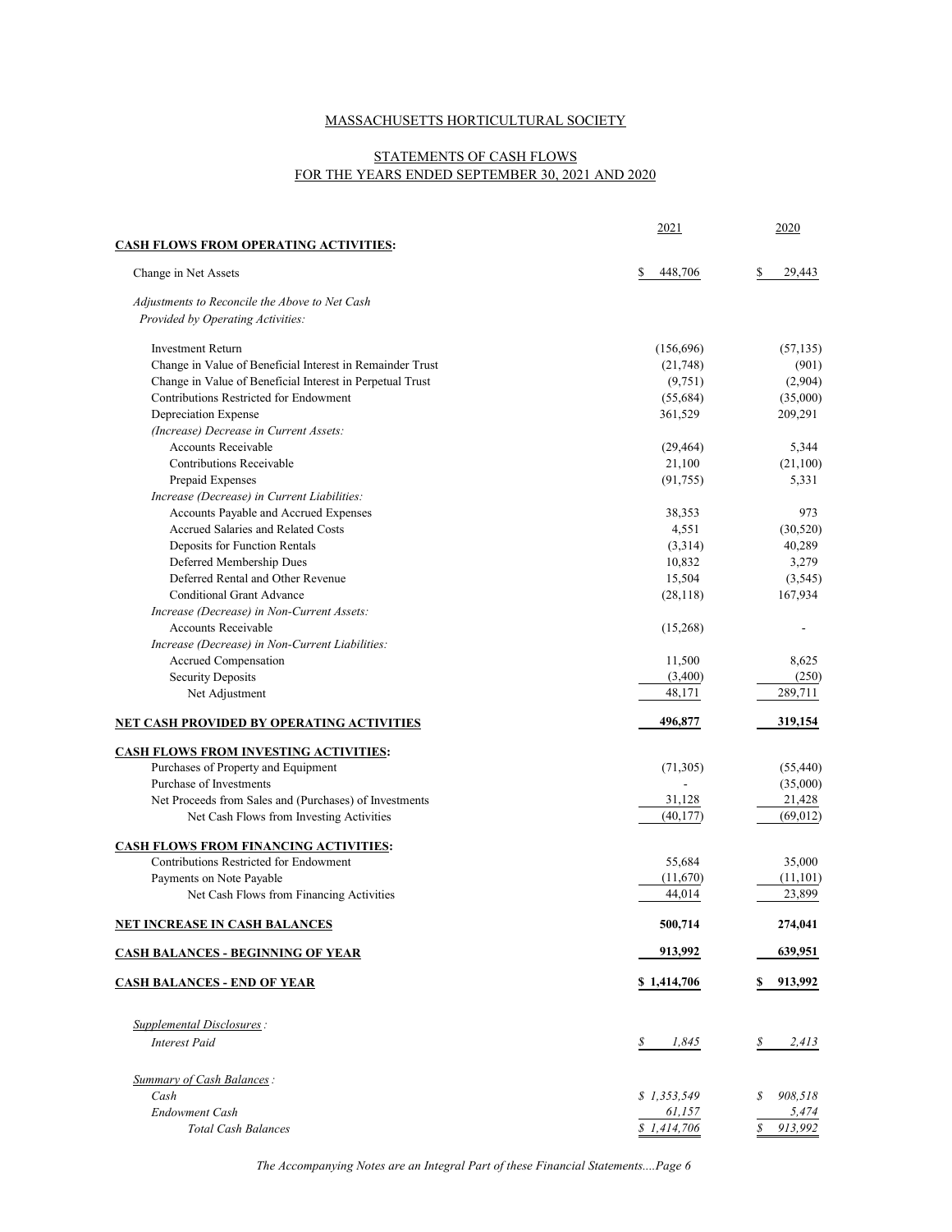MASSACHUSETTS HORTICULTURAL SOCIETY

STATEMENTS OF CASH FLOWS
FOR THE YEARS ENDED SEPTEMBER 30, 2021 AND 2020

| | 2021 | 2020 |
|---|---|---|
| **CASH FLOWS FROM OPERATING ACTIVITIES:** | | |
| Change in Net Assets | $ 448,706 | $ 29,443 |
| *Adjustments to Reconcile the Above to Net Cash Provided by Operating Activities:* | | |
| Investment Return | (156,696) | (57,135) |
| Change in Value of Beneficial Interest in Remainder Trust | (21,748) | (901) |
| Change in Value of Beneficial Interest in Perpetual Trust | (9,751) | (2,904) |
| Contributions Restricted for Endowment | (55,684) | (35,000) |
| Depreciation Expense | 361,529 | 209,291 |
| *(Increase) Decrease in Current Assets:* | | |
| Accounts Receivable | (29,464) | 5,344 |
| Contributions Receivable | 21,100 | (21,100) |
| Prepaid Expenses | (91,755) | 5,331 |
| *Increase (Decrease) in Current Liabilities:* | | |
| Accounts Payable and Accrued Expenses | 38,353 | 973 |
| Accrued Salaries and Related Costs | 4,551 | (30,520) |
| Deposits for Function Rentals | (3,314) | 40,289 |
| Deferred Membership Dues | 10,832 | 3,279 |
| Deferred Rental and Other Revenue | 15,504 | (3,545) |
| Conditional Grant Advance | (28,118) | 167,934 |
| *Increase (Decrease) in Non-Current Assets:* | | |
| Accounts Receivable | (15,268) | - |
| *Increase (Decrease) in Non-Current Liabilities:* | | |
| Accrued Compensation | 11,500 | 8,625 |
| Security Deposits | (3,400) | (250) |
| Net Adjustment | 48,171 | 289,711 |
| **NET CASH PROVIDED BY OPERATING ACTIVITIES** | **496,877** | **319,154** |
| **CASH FLOWS FROM INVESTING ACTIVITIES:** | | |
| Purchases of Property and Equipment | (71,305) | (55,440) |
| Purchase of Investments | - | (35,000) |
| Net Proceeds from Sales and (Purchases) of Investments | 31,128 | 21,428 |
| Net Cash Flows from Investing Activities | (40,177) | (69,012) |
| **CASH FLOWS FROM FINANCING ACTIVITIES:** | | |
| Contributions Restricted for Endowment | 55,684 | 35,000 |
| Payments on Note Payable | (11,670) | (11,101) |
| Net Cash Flows from Financing Activities | 44,014 | 23,899 |
| **NET INCREASE IN CASH BALANCES** | **500,714** | **274,041** |
| **CASH BALANCES - BEGINNING OF YEAR** | **913,992** | **639,951** |
| **CASH BALANCES - END OF YEAR** | **$ 1,414,706** | **$ 913,992** |
| *Supplemental Disclosures:* | | |
| *Interest Paid* | *$ 1,845* | *$ 2,413* |
| *Summary of Cash Balances:* | | |
| *Cash* | *$ 1,353,549* | *$ 908,518* |
| *Endowment Cash* | *61,157* | *5,474* |
| *Total Cash Balances* | *$ 1,414,706* | *$ 913,992* |

*The Accompanying Notes are an Integral Part of these Financial Statements....Page 6*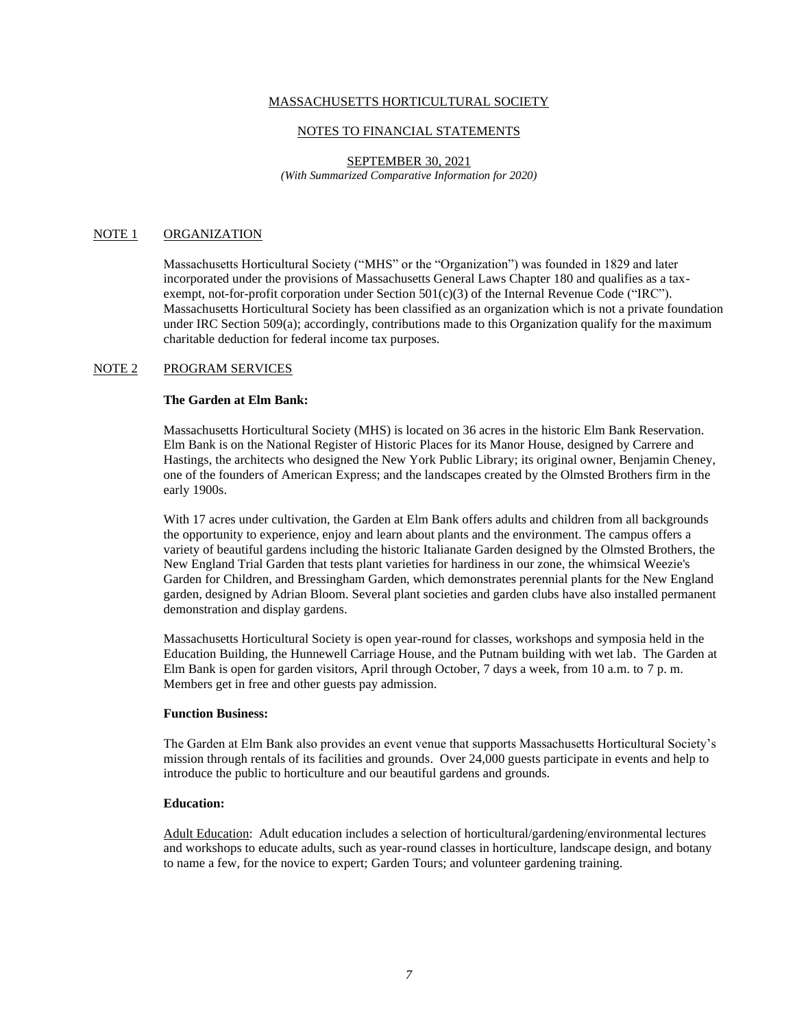MASSACHUSETTS HORTICULTURAL SOCIETY

NOTES TO FINANCIAL STATEMENTS

SEPTEMBER 30, 2021
*(With Summarized Comparative Information for 2020)*

## NOTE 1 ORGANIZATION

Massachusetts Horticultural Society ("MHS" or the "Organization") was founded in 1829 and later incorporated under the provisions of Massachusetts General Laws Chapter 180 and qualifies as a tax-exempt, not-for-profit corporation under Section 501(c)(3) of the Internal Revenue Code ("IRC"). Massachusetts Horticultural Society has been classified as an organization which is not a private foundation under IRC Section 509(a); accordingly, contributions made to this Organization qualify for the maximum charitable deduction for federal income tax purposes.

## NOTE 2 PROGRAM SERVICES

**The Garden at Elm Bank:**

Massachusetts Horticultural Society (MHS) is located on 36 acres in the historic Elm Bank Reservation. Elm Bank is on the National Register of Historic Places for its Manor House, designed by Carrere and Hastings, the architects who designed the New York Public Library; its original owner, Benjamin Cheney, one of the founders of American Express; and the landscapes created by the Olmsted Brothers firm in the early 1900s.

With 17 acres under cultivation, the Garden at Elm Bank offers adults and children from all backgrounds the opportunity to experience, enjoy and learn about plants and the environment. The campus offers a variety of beautiful gardens including the historic Italianate Garden designed by the Olmsted Brothers, the New England Trial Garden that tests plant varieties for hardiness in our zone, the whimsical Weezie's Garden for Children, and Bressingham Garden, which demonstrates perennial plants for the New England garden, designed by Adrian Bloom. Several plant societies and garden clubs have also installed permanent demonstration and display gardens.

Massachusetts Horticultural Society is open year-round for classes, workshops and symposia held in the Education Building, the Hunnewell Carriage House, and the Putnam building with wet lab. The Garden at Elm Bank is open for garden visitors, April through October, 7 days a week, from 10 a.m. to 7 p. m. Members get in free and other guests pay admission.

**Function Business:**

The Garden at Elm Bank also provides an event venue that supports Massachusetts Horticultural Society's mission through rentals of its facilities and grounds. Over 24,000 guests participate in events and help to introduce the public to horticulture and our beautiful gardens and grounds.

**Education:**

Adult Education: Adult education includes a selection of horticultural/gardening/environmental lectures and workshops to educate adults, such as year-round classes in horticulture, landscape design, and botany to name a few, for the novice to expert; Garden Tours; and volunteer gardening training.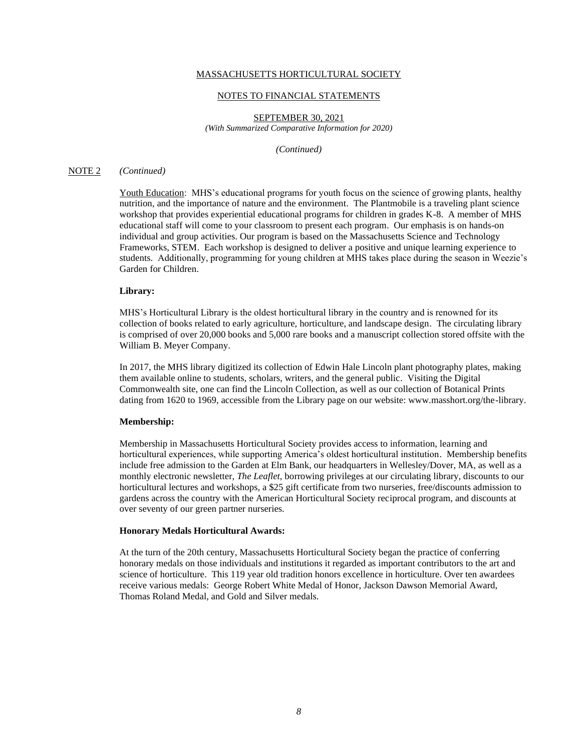MASSACHUSETTS HORTICULTURAL SOCIETY

NOTES TO FINANCIAL STATEMENTS

SEPTEMBER 30, 2021
*(With Summarized Comparative Information for 2020)*

*(Continued)*

NOTE 2 *(Continued)*

Youth Education: MHS's educational programs for youth focus on the science of growing plants, healthy nutrition, and the importance of nature and the environment. The Plantmobile is a traveling plant science workshop that provides experiential educational programs for children in grades K-8. A member of MHS educational staff will come to your classroom to present each program. Our emphasis is on hands-on individual and group activities. Our program is based on the Massachusetts Science and Technology Frameworks, STEM. Each workshop is designed to deliver a positive and unique learning experience to students. Additionally, programming for young children at MHS takes place during the season in Weezie's Garden for Children.

**Library:**

MHS's Horticultural Library is the oldest horticultural library in the country and is renowned for its collection of books related to early agriculture, horticulture, and landscape design. The circulating library is comprised of over 20,000 books and 5,000 rare books and a manuscript collection stored offsite with the William B. Meyer Company.

In 2017, the MHS library digitized its collection of Edwin Hale Lincoln plant photography plates, making them available online to students, scholars, writers, and the general public. Visiting the Digital Commonwealth site, one can find the Lincoln Collection, as well as our collection of Botanical Prints dating from 1620 to 1969, accessible from the Library page on our website: www.masshort.org/the-library.

**Membership:**

Membership in Massachusetts Horticultural Society provides access to information, learning and horticultural experiences, while supporting America's oldest horticultural institution. Membership benefits include free admission to the Garden at Elm Bank, our headquarters in Wellesley/Dover, MA, as well as a monthly electronic newsletter, *The Leaflet*, borrowing privileges at our circulating library, discounts to our horticultural lectures and workshops, a $25 gift certificate from two nurseries, free/discounts admission to gardens across the country with the American Horticultural Society reciprocal program, and discounts at over seventy of our green partner nurseries.

**Honorary Medals Horticultural Awards:**

At the turn of the 20th century, Massachusetts Horticultural Society began the practice of conferring honorary medals on those individuals and institutions it regarded as important contributors to the art and science of horticulture. This 119 year old tradition honors excellence in horticulture. Over ten awardees receive various medals: George Robert White Medal of Honor, Jackson Dawson Memorial Award, Thomas Roland Medal, and Gold and Silver medals.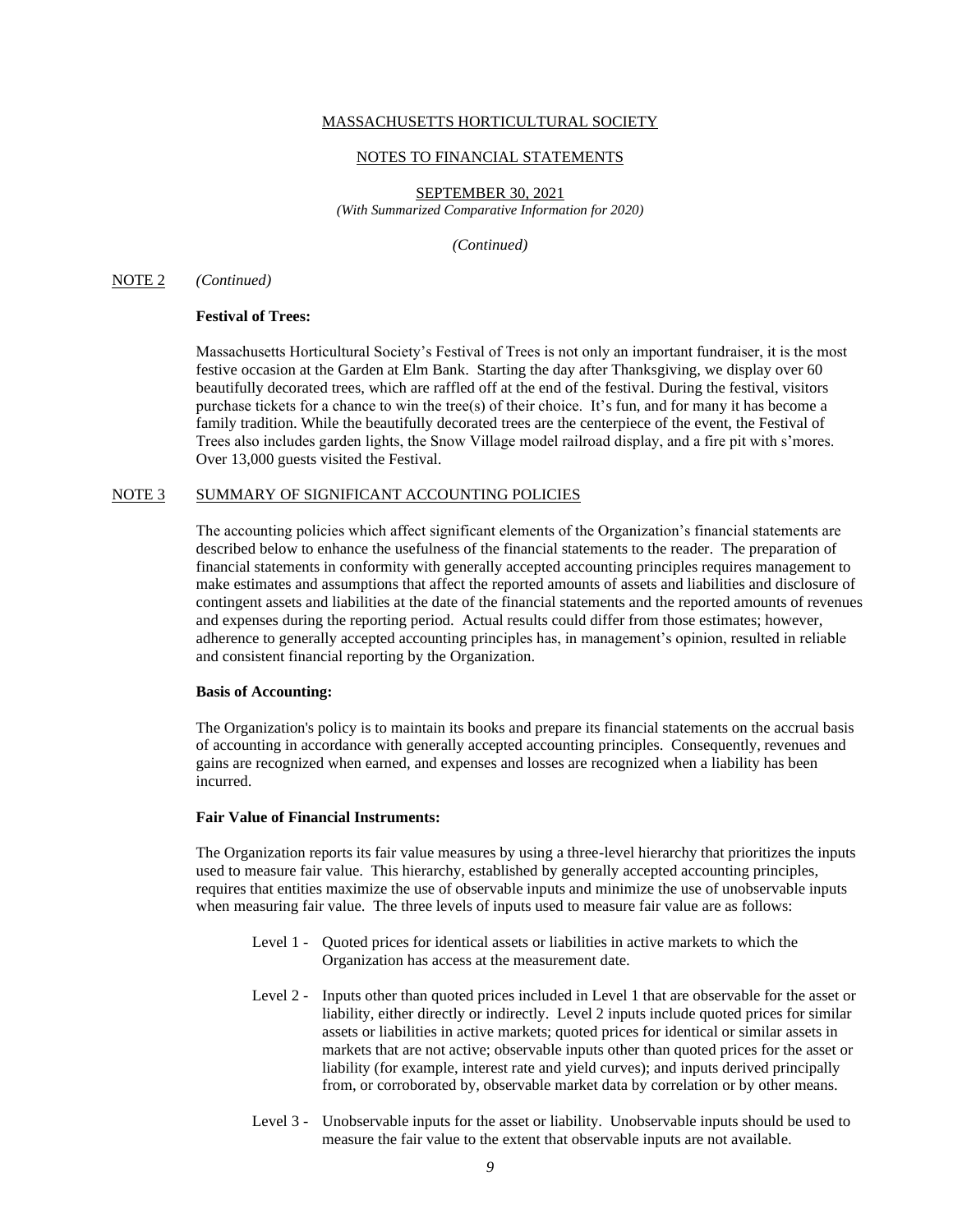NOTE 2 *(Continued)*

**Festival of Trees:**

Massachusetts Horticultural Society's Festival of Trees is not only an important fundraiser, it is the most festive occasion at the Garden at Elm Bank. Starting the day after Thanksgiving, we display over 60 beautifully decorated trees, which are raffled off at the end of the festival. During the festival, visitors purchase tickets for a chance to win the tree(s) of their choice. It's fun, and for many it has become a family tradition. While the beautifully decorated trees are the centerpiece of the event, the Festival of Trees also includes garden lights, the Snow Village model railroad display, and a fire pit with s'mores. Over 13,000 guests visited the Festival.

NOTE 3 SUMMARY OF SIGNIFICANT ACCOUNTING POLICIES

The accounting policies which affect significant elements of the Organization's financial statements are described below to enhance the usefulness of the financial statements to the reader. The preparation of financial statements in conformity with generally accepted accounting principles requires management to make estimates and assumptions that affect the reported amounts of assets and liabilities and disclosure of contingent assets and liabilities at the date of the financial statements and the reported amounts of revenues and expenses during the reporting period. Actual results could differ from those estimates; however, adherence to generally accepted accounting principles has, in management's opinion, resulted in reliable and consistent financial reporting by the Organization.

**Basis of Accounting:**

The Organization's policy is to maintain its books and prepare its financial statements on the accrual basis of accounting in accordance with generally accepted accounting principles. Consequently, revenues and gains are recognized when earned, and expenses and losses are recognized when a liability has been incurred.

**Fair Value of Financial Instruments:**

The Organization reports its fair value measures by using a three-level hierarchy that prioritizes the inputs used to measure fair value. This hierarchy, established by generally accepted accounting principles, requires that entities maximize the use of observable inputs and minimize the use of unobservable inputs when measuring fair value. The three levels of inputs used to measure fair value are as follows:

- Level 1 - Quoted prices for identical assets or liabilities in active markets to which the Organization has access at the measurement date.

- Level 2 - Inputs other than quoted prices included in Level 1 that are observable for the asset or liability, either directly or indirectly. Level 2 inputs include quoted prices for similar assets or liabilities in active markets; quoted prices for identical or similar assets in markets that are not active; observable inputs other than quoted prices for the asset or liability (for example, interest rate and yield curves); and inputs derived principally from, or corroborated by, observable market data by correlation or by other means.

- Level 3 - Unobservable inputs for the asset or liability. Unobservable inputs should be used to measure the fair value to the extent that observable inputs are not available.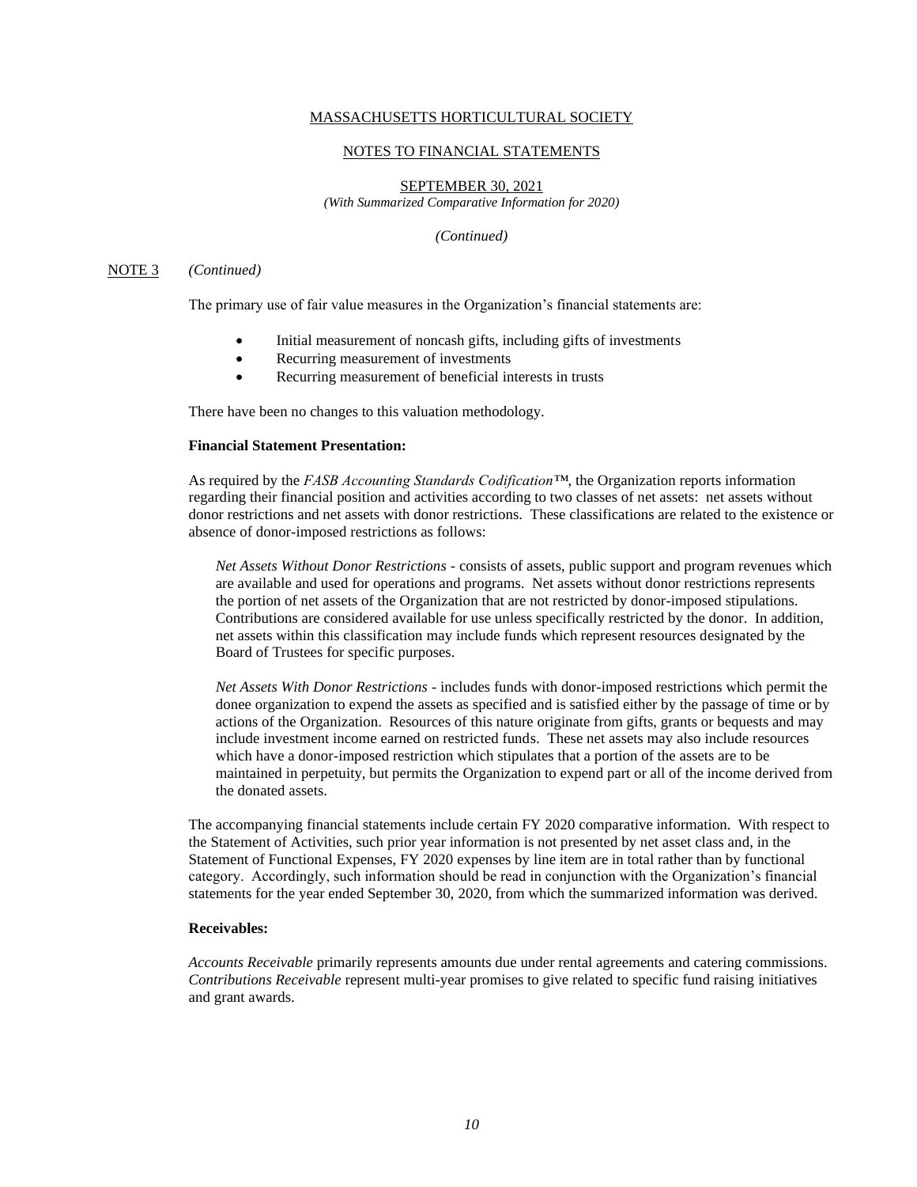MASSACHUSETTS HORTICULTURAL SOCIETY

NOTES TO FINANCIAL STATEMENTS

SEPTEMBER 30, 2021
*(With Summarized Comparative Information for 2020)*

*(Continued)*

NOTE 3 *(Continued)*

The primary use of fair value measures in the Organization's financial statements are:

- Initial measurement of noncash gifts, including gifts of investments
- Recurring measurement of investments
- Recurring measurement of beneficial interests in trusts

There have been no changes to this valuation methodology.

**Financial Statement Presentation:**

As required by the *FASB Accounting Standards Codification™*, the Organization reports information regarding their financial position and activities according to two classes of net assets: net assets without donor restrictions and net assets with donor restrictions. These classifications are related to the existence or absence of donor-imposed restrictions as follows:

*Net Assets Without Donor Restrictions* - consists of assets, public support and program revenues which are available and used for operations and programs. Net assets without donor restrictions represents the portion of net assets of the Organization that are not restricted by donor-imposed stipulations. Contributions are considered available for use unless specifically restricted by the donor. In addition, net assets within this classification may include funds which represent resources designated by the Board of Trustees for specific purposes.

*Net Assets With Donor Restrictions* - includes funds with donor-imposed restrictions which permit the donee organization to expend the assets as specified and is satisfied either by the passage of time or by actions of the Organization. Resources of this nature originate from gifts, grants or bequests and may include investment income earned on restricted funds. These net assets may also include resources which have a donor-imposed restriction which stipulates that a portion of the assets are to be maintained in perpetuity, but permits the Organization to expend part or all of the income derived from the donated assets.

The accompanying financial statements include certain FY 2020 comparative information. With respect to the Statement of Activities, such prior year information is not presented by net asset class and, in the Statement of Functional Expenses, FY 2020 expenses by line item are in total rather than by functional category. Accordingly, such information should be read in conjunction with the Organization's financial statements for the year ended September 30, 2020, from which the summarized information was derived.

**Receivables:**

*Accounts Receivable* primarily represents amounts due under rental agreements and catering commissions. *Contributions Receivable* represent multi-year promises to give related to specific fund raising initiatives and grant awards.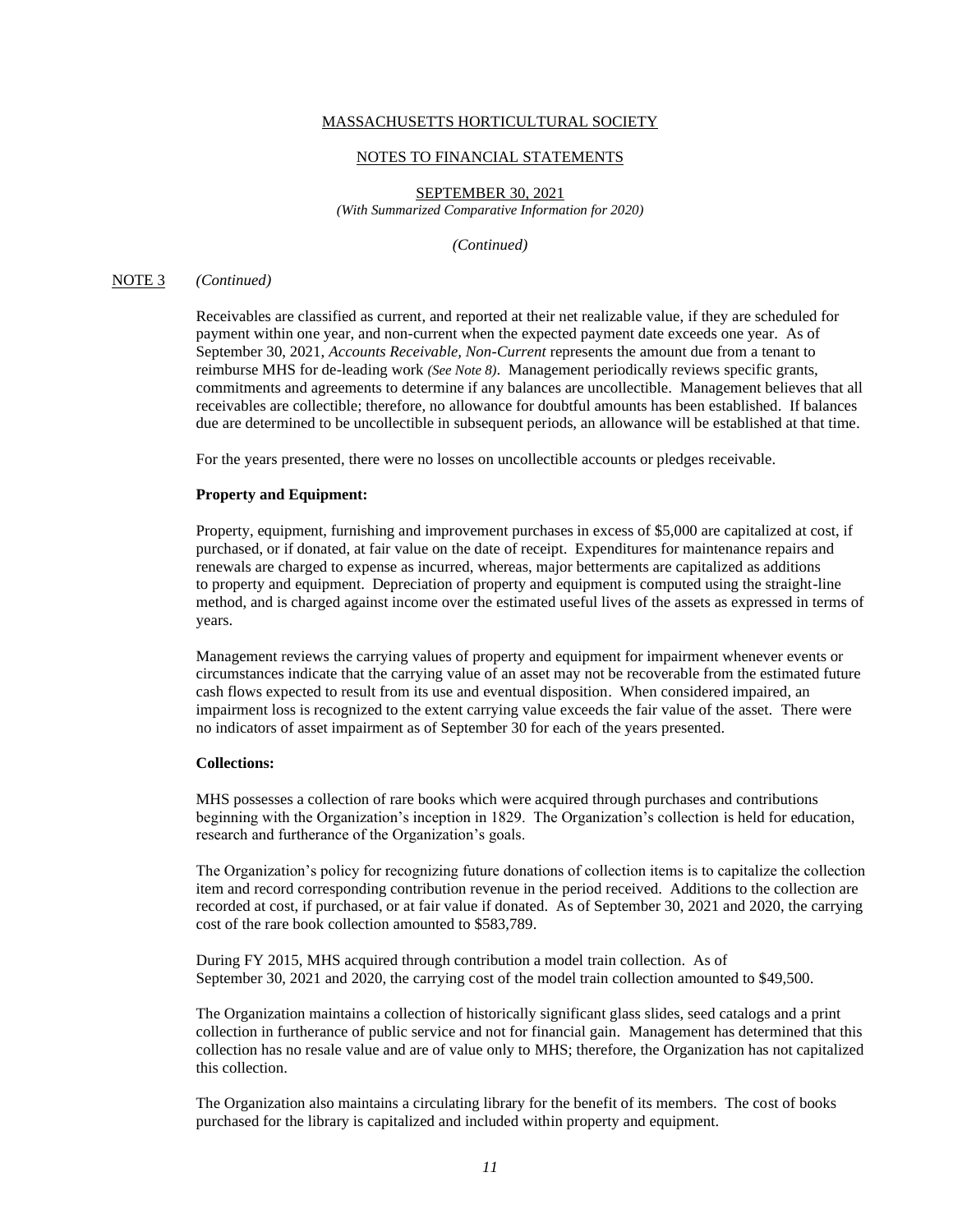NOTE 3 *(Continued)*

Receivables are classified as current, and reported at their net realizable value, if they are scheduled for payment within one year, and non-current when the expected payment date exceeds one year. As of September 30, 2021, *Accounts Receivable, Non-Current* represents the amount due from a tenant to reimburse MHS for de-leading work *(See Note 8)*. Management periodically reviews specific grants, commitments and agreements to determine if any balances are uncollectible. Management believes that all receivables are collectible; therefore, no allowance for doubtful amounts has been established. If balances due are determined to be uncollectible in subsequent periods, an allowance will be established at that time.

For the years presented, there were no losses on uncollectible accounts or pledges receivable.

**Property and Equipment:**

Property, equipment, furnishing and improvement purchases in excess of $5,000 are capitalized at cost, if purchased, or if donated, at fair value on the date of receipt. Expenditures for maintenance repairs and renewals are charged to expense as incurred, whereas, major betterments are capitalized as additions to property and equipment. Depreciation of property and equipment is computed using the straight-line method, and is charged against income over the estimated useful lives of the assets as expressed in terms of years.

Management reviews the carrying values of property and equipment for impairment whenever events or circumstances indicate that the carrying value of an asset may not be recoverable from the estimated future cash flows expected to result from its use and eventual disposition. When considered impaired, an impairment loss is recognized to the extent carrying value exceeds the fair value of the asset. There were no indicators of asset impairment as of September 30 for each of the years presented.

**Collections:**

MHS possesses a collection of rare books which were acquired through purchases and contributions beginning with the Organization's inception in 1829. The Organization's collection is held for education, research and furtherance of the Organization's goals.

The Organization's policy for recognizing future donations of collection items is to capitalize the collection item and record corresponding contribution revenue in the period received. Additions to the collection are recorded at cost, if purchased, or at fair value if donated. As of September 30, 2021 and 2020, the carrying cost of the rare book collection amounted to $583,789.

During FY 2015, MHS acquired through contribution a model train collection. As of September 30, 2021 and 2020, the carrying cost of the model train collection amounted to $49,500.

The Organization maintains a collection of historically significant glass slides, seed catalogs and a print collection in furtherance of public service and not for financial gain. Management has determined that this collection has no resale value and are of value only to MHS; therefore, the Organization has not capitalized this collection.

The Organization also maintains a circulating library for the benefit of its members. The cost of books purchased for the library is capitalized and included within property and equipment.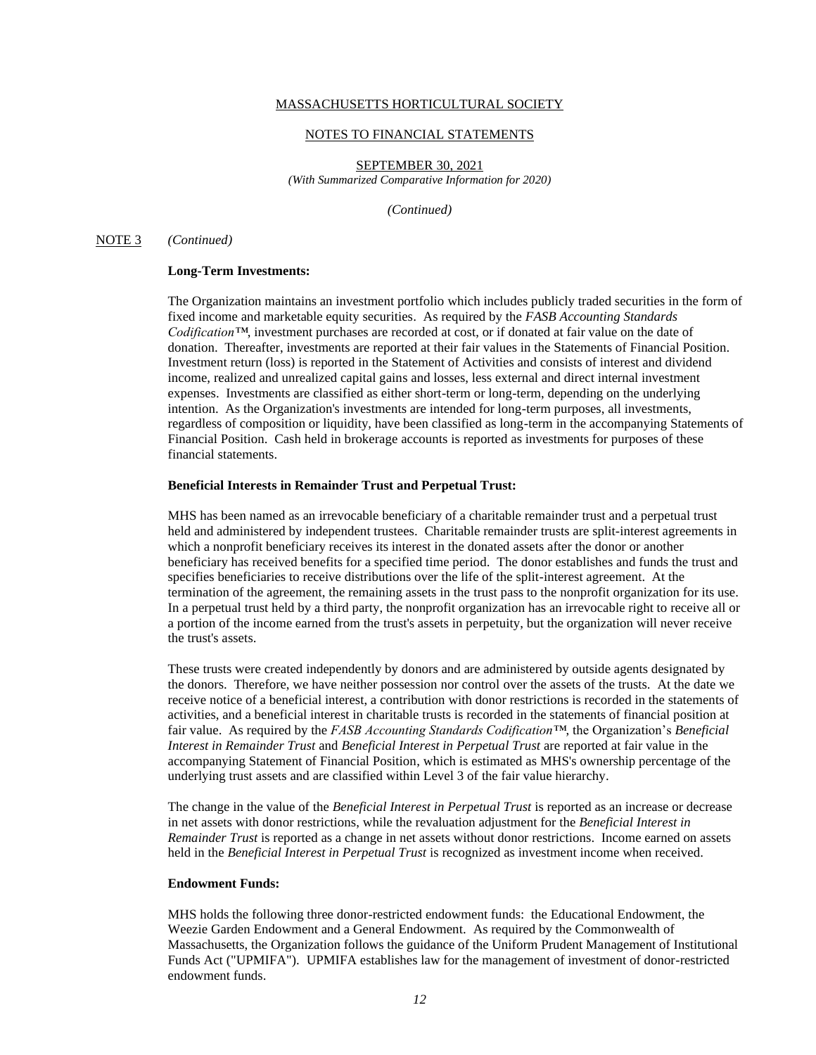MASSACHUSETTS HORTICULTURAL SOCIETY

NOTES TO FINANCIAL STATEMENTS

SEPTEMBER 30, 2021
*(With Summarized Comparative Information for 2020)*

*(Continued)*

NOTE 3 *(Continued)*

**Long-Term Investments:**

The Organization maintains an investment portfolio which includes publicly traded securities in the form of fixed income and marketable equity securities. As required by the *FASB Accounting Standards Codification™*, investment purchases are recorded at cost, or if donated at fair value on the date of donation. Thereafter, investments are reported at their fair values in the Statements of Financial Position. Investment return (loss) is reported in the Statement of Activities and consists of interest and dividend income, realized and unrealized capital gains and losses, less external and direct internal investment expenses. Investments are classified as either short-term or long-term, depending on the underlying intention. As the Organization's investments are intended for long-term purposes, all investments, regardless of composition or liquidity, have been classified as long-term in the accompanying Statements of Financial Position. Cash held in brokerage accounts is reported as investments for purposes of these financial statements.

**Beneficial Interests in Remainder Trust and Perpetual Trust:**

MHS has been named as an irrevocable beneficiary of a charitable remainder trust and a perpetual trust held and administered by independent trustees. Charitable remainder trusts are split-interest agreements in which a nonprofit beneficiary receives its interest in the donated assets after the donor or another beneficiary has received benefits for a specified time period. The donor establishes and funds the trust and specifies beneficiaries to receive distributions over the life of the split-interest agreement. At the termination of the agreement, the remaining assets in the trust pass to the nonprofit organization for its use. In a perpetual trust held by a third party, the nonprofit organization has an irrevocable right to receive all or a portion of the income earned from the trust's assets in perpetuity, but the organization will never receive the trust's assets.

These trusts were created independently by donors and are administered by outside agents designated by the donors. Therefore, we have neither possession nor control over the assets of the trusts. At the date we receive notice of a beneficial interest, a contribution with donor restrictions is recorded in the statements of activities, and a beneficial interest in charitable trusts is recorded in the statements of financial position at fair value. As required by the *FASB Accounting Standards Codification™*, the Organization's *Beneficial Interest in Remainder Trust* and *Beneficial Interest in Perpetual Trust* are reported at fair value in the accompanying Statement of Financial Position, which is estimated as MHS's ownership percentage of the underlying trust assets and are classified within Level 3 of the fair value hierarchy.

The change in the value of the *Beneficial Interest in Perpetual Trust* is reported as an increase or decrease in net assets with donor restrictions, while the revaluation adjustment for the *Beneficial Interest in Remainder Trust* is reported as a change in net assets without donor restrictions. Income earned on assets held in the *Beneficial Interest in Perpetual Trust* is recognized as investment income when received.

**Endowment Funds:**

MHS holds the following three donor-restricted endowment funds: the Educational Endowment, the Weezie Garden Endowment and a General Endowment. As required by the Commonwealth of Massachusetts, the Organization follows the guidance of the Uniform Prudent Management of Institutional Funds Act ("UPMIFA"). UPMIFA establishes law for the management of investment of donor-restricted endowment funds.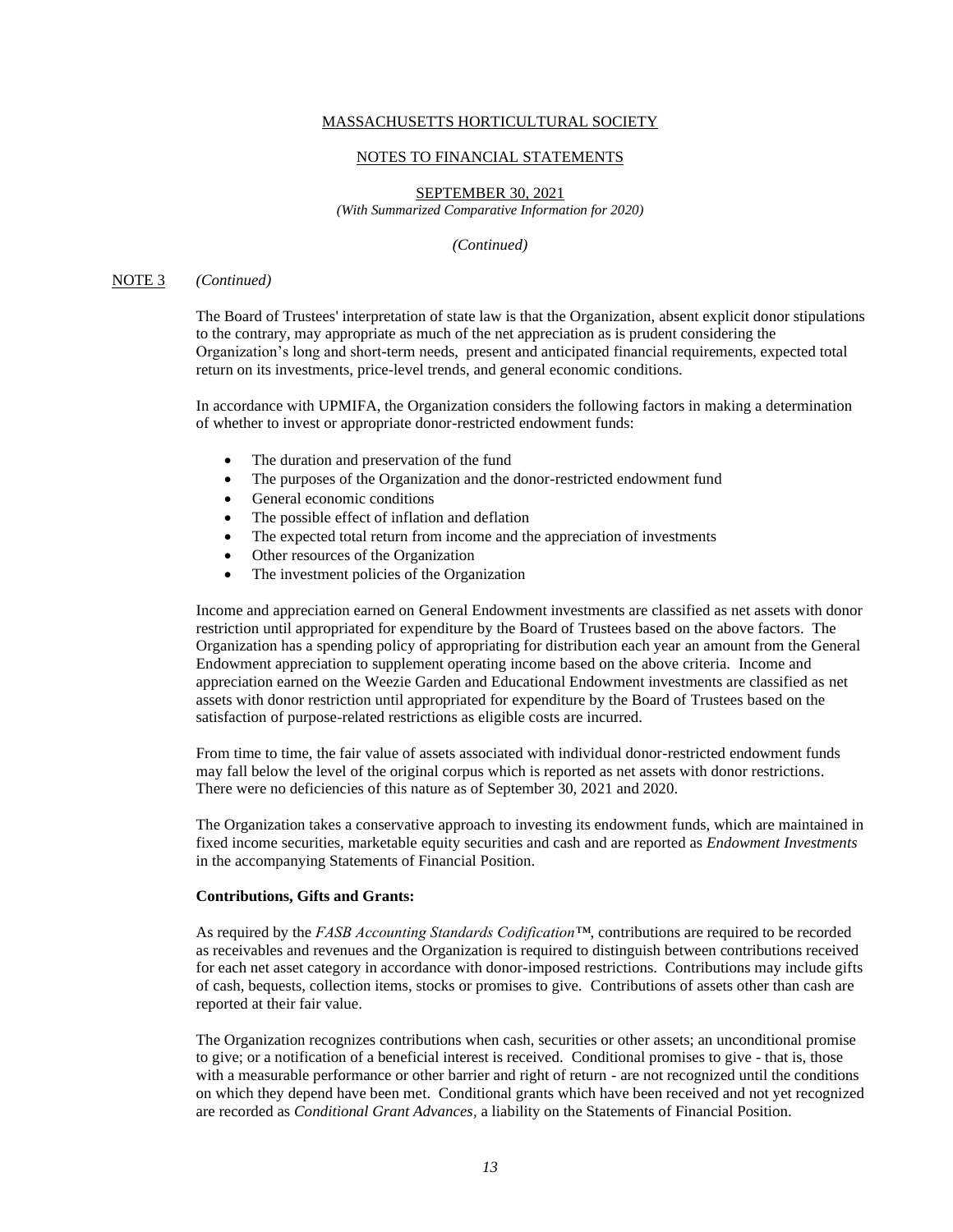MASSACHUSETTS HORTICULTURAL SOCIETY

NOTES TO FINANCIAL STATEMENTS

SEPTEMBER 30, 2021

*(With Summarized Comparative Information for 2020)*

*(Continued)*

NOTE 3 *(Continued)*

The Board of Trustees' interpretation of state law is that the Organization, absent explicit donor stipulations to the contrary, may appropriate as much of the net appreciation as is prudent considering the Organization's long and short-term needs, present and anticipated financial requirements, expected total return on its investments, price-level trends, and general economic conditions.

In accordance with UPMIFA, the Organization considers the following factors in making a determination of whether to invest or appropriate donor-restricted endowment funds:

- The duration and preservation of the fund
- The purposes of the Organization and the donor-restricted endowment fund
- General economic conditions
- The possible effect of inflation and deflation
- The expected total return from income and the appreciation of investments
- Other resources of the Organization
- The investment policies of the Organization

Income and appreciation earned on General Endowment investments are classified as net assets with donor restriction until appropriated for expenditure by the Board of Trustees based on the above factors. The Organization has a spending policy of appropriating for distribution each year an amount from the General Endowment appreciation to supplement operating income based on the above criteria. Income and appreciation earned on the Weezie Garden and Educational Endowment investments are classified as net assets with donor restriction until appropriated for expenditure by the Board of Trustees based on the satisfaction of purpose-related restrictions as eligible costs are incurred.

From time to time, the fair value of assets associated with individual donor-restricted endowment funds may fall below the level of the original corpus which is reported as net assets with donor restrictions. There were no deficiencies of this nature as of September 30, 2021 and 2020.

The Organization takes a conservative approach to investing its endowment funds, which are maintained in fixed income securities, marketable equity securities and cash and are reported as *Endowment Investments* in the accompanying Statements of Financial Position.

**Contributions, Gifts and Grants:**

As required by the *FASB Accounting Standards Codification™*, contributions are required to be recorded as receivables and revenues and the Organization is required to distinguish between contributions received for each net asset category in accordance with donor-imposed restrictions. Contributions may include gifts of cash, bequests, collection items, stocks or promises to give. Contributions of assets other than cash are reported at their fair value.

The Organization recognizes contributions when cash, securities or other assets; an unconditional promise to give; or a notification of a beneficial interest is received. Conditional promises to give - that is, those with a measurable performance or other barrier and right of return - are not recognized until the conditions on which they depend have been met. Conditional grants which have been received and not yet recognized are recorded as *Conditional Grant Advances,* a liability on the Statements of Financial Position.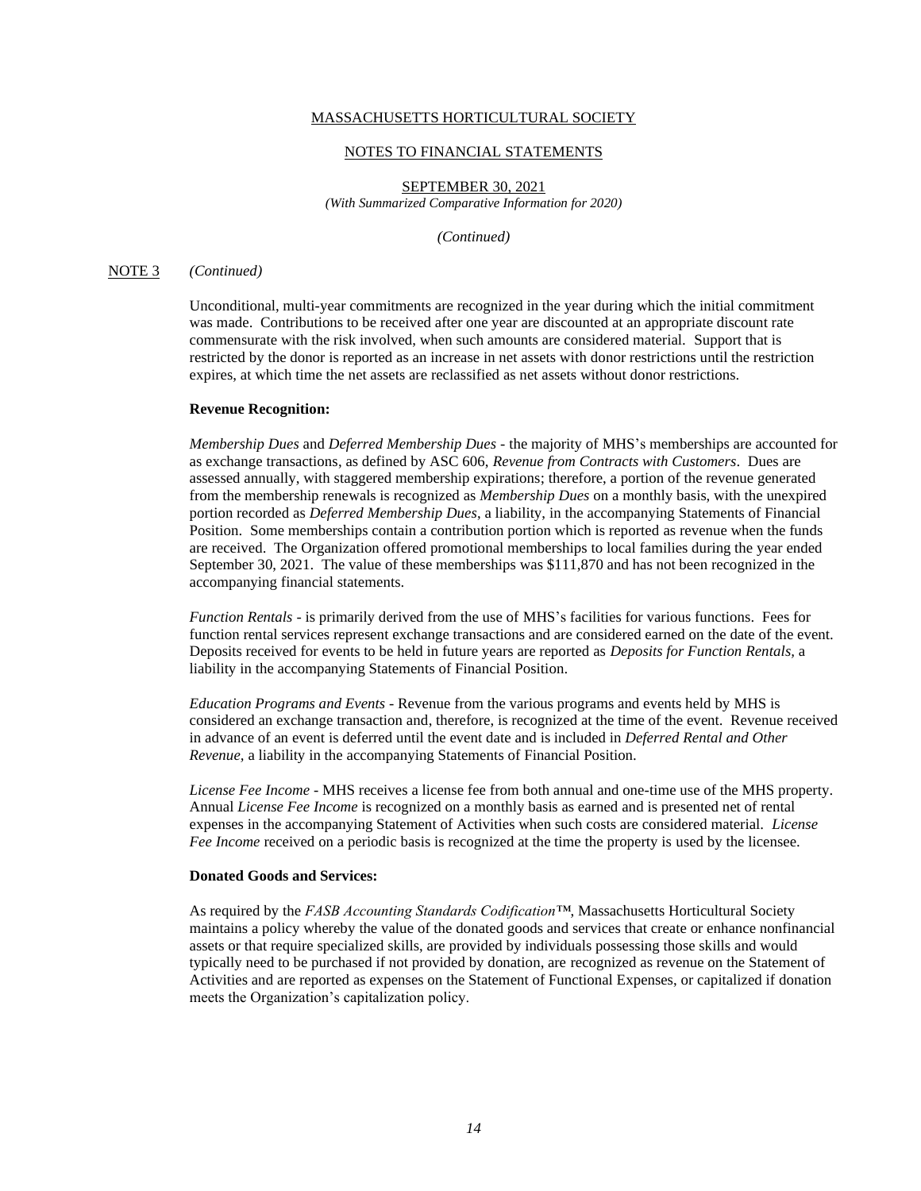MASSACHUSETTS HORTICULTURAL SOCIETY

NOTES TO FINANCIAL STATEMENTS

SEPTEMBER 30, 2021
*(With Summarized Comparative Information for 2020)*

*(Continued)*

NOTE 3 *(Continued)*

Unconditional, multi-year commitments are recognized in the year during which the initial commitment was made. Contributions to be received after one year are discounted at an appropriate discount rate commensurate with the risk involved, when such amounts are considered material. Support that is restricted by the donor is reported as an increase in net assets with donor restrictions until the restriction expires, at which time the net assets are reclassified as net assets without donor restrictions.

**Revenue Recognition:**

*Membership Dues* and *Deferred Membership Dues* - the majority of MHS's memberships are accounted for as exchange transactions, as defined by ASC 606, *Revenue from Contracts with Customers*. Dues are assessed annually, with staggered membership expirations; therefore, a portion of the revenue generated from the membership renewals is recognized as *Membership Dues* on a monthly basis, with the unexpired portion recorded as *Deferred Membership Dues*, a liability, in the accompanying Statements of Financial Position. Some memberships contain a contribution portion which is reported as revenue when the funds are received. The Organization offered promotional memberships to local families during the year ended September 30, 2021. The value of these memberships was $111,870 and has not been recognized in the accompanying financial statements.

*Function Rentals* - is primarily derived from the use of MHS's facilities for various functions. Fees for function rental services represent exchange transactions and are considered earned on the date of the event. Deposits received for events to be held in future years are reported as *Deposits for Function Rentals*, a liability in the accompanying Statements of Financial Position.

*Education Programs and Events* - Revenue from the various programs and events held by MHS is considered an exchange transaction and, therefore, is recognized at the time of the event. Revenue received in advance of an event is deferred until the event date and is included in *Deferred Rental and Other Revenue,* a liability in the accompanying Statements of Financial Position.

*License Fee Income* - MHS receives a license fee from both annual and one-time use of the MHS property. Annual *License Fee Income* is recognized on a monthly basis as earned and is presented net of rental expenses in the accompanying Statement of Activities when such costs are considered material. *License Fee Income* received on a periodic basis is recognized at the time the property is used by the licensee.

**Donated Goods and Services:**

As required by the *FASB Accounting Standards Codification*™, Massachusetts Horticultural Society maintains a policy whereby the value of the donated goods and services that create or enhance nonfinancial assets or that require specialized skills, are provided by individuals possessing those skills and would typically need to be purchased if not provided by donation, are recognized as revenue on the Statement of Activities and are reported as expenses on the Statement of Functional Expenses, or capitalized if donation meets the Organization's capitalization policy.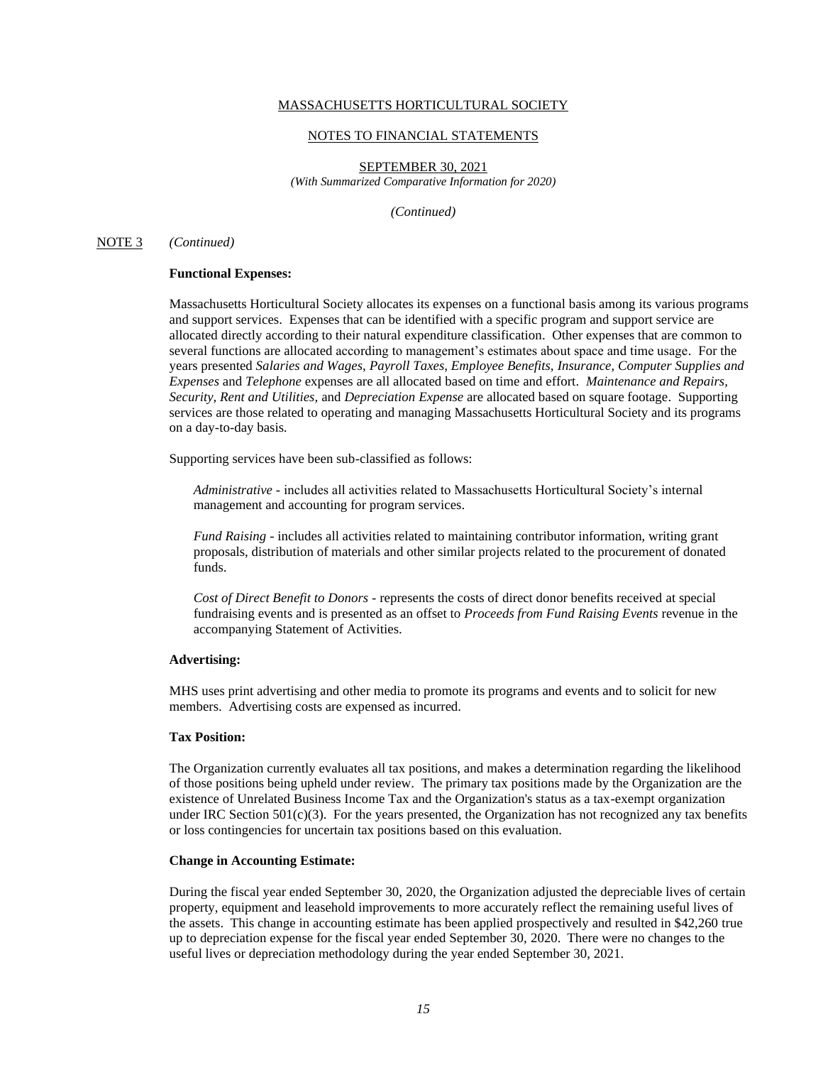MASSACHUSETTS HORTICULTURAL SOCIETY

NOTES TO FINANCIAL STATEMENTS

SEPTEMBER 30, 2021

*(With Summarized Comparative Information for 2020)*

*(Continued)*

NOTE 3 *(Continued)*

**Functional Expenses:**

Massachusetts Horticultural Society allocates its expenses on a functional basis among its various programs and support services. Expenses that can be identified with a specific program and support service are allocated directly according to their natural expenditure classification. Other expenses that are common to several functions are allocated according to management's estimates about space and time usage. For the years presented *Salaries and Wages, Payroll Taxes, Employee Benefits, Insurance, Computer Supplies and Expenses* and *Telephone* expenses are all allocated based on time and effort. *Maintenance and Repairs, Security, Rent and Utilities,* and *Depreciation Expense* are allocated based on square footage. Supporting services are those related to operating and managing Massachusetts Horticultural Society and its programs on a day-to-day basis.

Supporting services have been sub-classified as follows:

*Administrative* - includes all activities related to Massachusetts Horticultural Society's internal management and accounting for program services.

*Fund Raising* - includes all activities related to maintaining contributor information, writing grant proposals, distribution of materials and other similar projects related to the procurement of donated funds.

*Cost of Direct Benefit to Donors* - represents the costs of direct donor benefits received at special fundraising events and is presented as an offset to *Proceeds from Fund Raising Events* revenue in the accompanying Statement of Activities.

**Advertising:**

MHS uses print advertising and other media to promote its programs and events and to solicit for new members. Advertising costs are expensed as incurred.

**Tax Position:**

The Organization currently evaluates all tax positions, and makes a determination regarding the likelihood of those positions being upheld under review. The primary tax positions made by the Organization are the existence of Unrelated Business Income Tax and the Organization's status as a tax-exempt organization under IRC Section 501(c)(3). For the years presented, the Organization has not recognized any tax benefits or loss contingencies for uncertain tax positions based on this evaluation.

**Change in Accounting Estimate:**

During the fiscal year ended September 30, 2020, the Organization adjusted the depreciable lives of certain property, equipment and leasehold improvements to more accurately reflect the remaining useful lives of the assets. This change in accounting estimate has been applied prospectively and resulted in $42,260 true up to depreciation expense for the fiscal year ended September 30, 2020. There were no changes to the useful lives or depreciation methodology during the year ended September 30, 2021.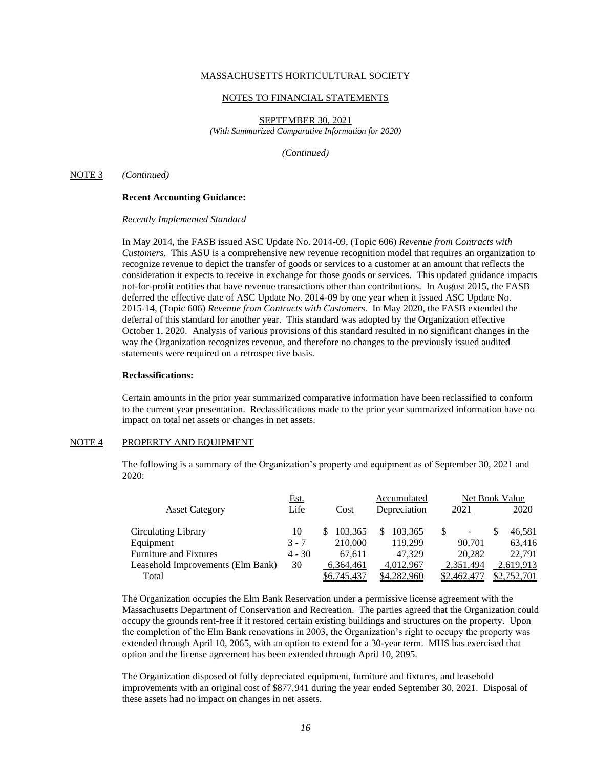MASSACHUSETTS HORTICULTURAL SOCIETY

NOTES TO FINANCIAL STATEMENTS

SEPTEMBER 30, 2021
*(With Summarized Comparative Information for 2020)*

*(Continued)*

NOTE 3 *(Continued)*

**Recent Accounting Guidance:**

*Recently Implemented Standard*

In May 2014, the FASB issued ASC Update No. 2014-09, (Topic 606) *Revenue from Contracts with Customers*. This ASU is a comprehensive new revenue recognition model that requires an organization to recognize revenue to depict the transfer of goods or services to a customer at an amount that reflects the consideration it expects to receive in exchange for those goods or services. This updated guidance impacts not-for-profit entities that have revenue transactions other than contributions. In August 2015, the FASB deferred the effective date of ASC Update No. 2014-09 by one year when it issued ASC Update No. 2015-14, (Topic 606) *Revenue from Contracts with Customers*. In May 2020, the FASB extended the deferral of this standard for another year. This standard was adopted by the Organization effective October 1, 2020. Analysis of various provisions of this standard resulted in no significant changes in the way the Organization recognizes revenue, and therefore no changes to the previously issued audited statements were required on a retrospective basis.

**Reclassifications:**

Certain amounts in the prior year summarized comparative information have been reclassified to conform to the current year presentation. Reclassifications made to the prior year summarized information have no impact on total net assets or changes in net assets.

NOTE 4 PROPERTY AND EQUIPMENT

The following is a summary of the Organization's property and equipment as of September 30, 2021 and 2020:

| Asset Category | Est. Life | Cost | Accumulated Depreciation | Net Book Value 2021 | Net Book Value 2020 |
|---|---|---|---|---|---|
| Circulating Library | 10 | $ 103,365 | $ 103,365 | $ - | $ 46,581 |
| Equipment | 3 - 7 | 210,000 | 119,299 | 90,701 | 63,416 |
| Furniture and Fixtures | 4 - 30 | 67,611 | 47,329 | 20,282 | 22,791 |
| Leasehold Improvements (Elm Bank) | 30 | 6,364,461 | 4,012,967 | 2,351,494 | 2,619,913 |
| Total | | $6,745,437 | $4,282,960 | $2,462,477 | $2,752,701 |

The Organization occupies the Elm Bank Reservation under a permissive license agreement with the Massachusetts Department of Conservation and Recreation. The parties agreed that the Organization could occupy the grounds rent-free if it restored certain existing buildings and structures on the property. Upon the completion of the Elm Bank renovations in 2003, the Organization's right to occupy the property was extended through April 10, 2065, with an option to extend for a 30-year term. MHS has exercised that option and the license agreement has been extended through April 10, 2095.

The Organization disposed of fully depreciated equipment, furniture and fixtures, and leasehold improvements with an original cost of $877,941 during the year ended September 30, 2021. Disposal of these assets had no impact on changes in net assets.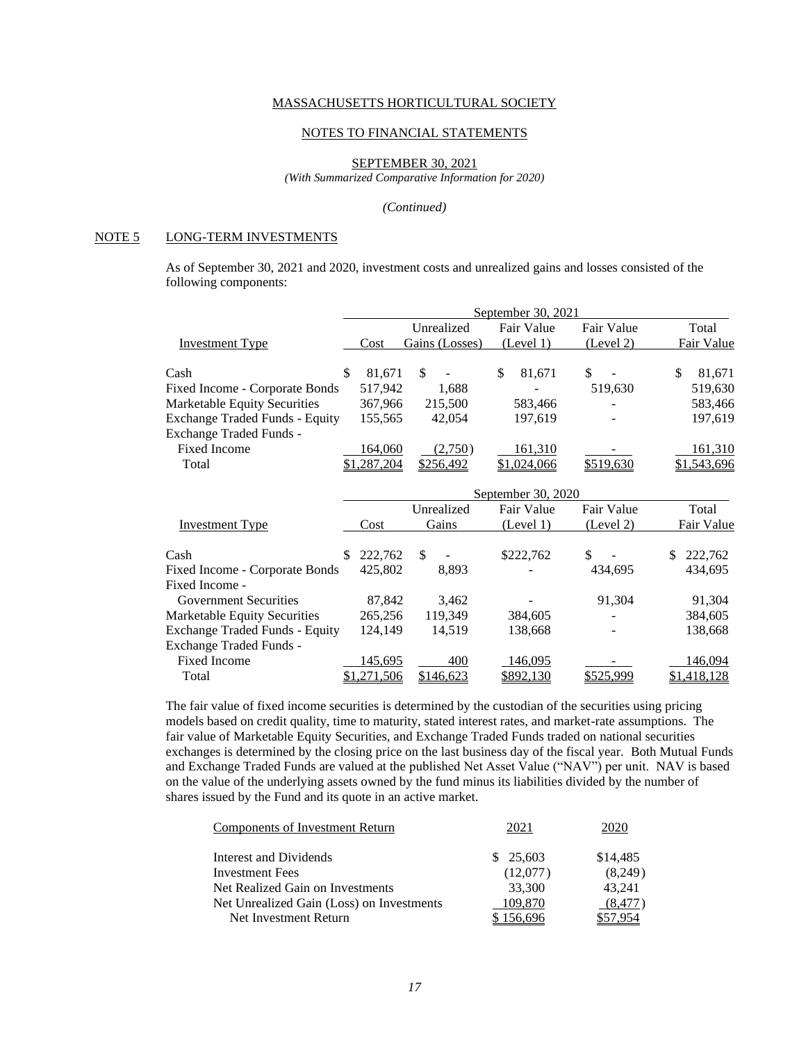MASSACHUSETTS HORTICULTURAL SOCIETY

NOTES TO FINANCIAL STATEMENTS

SEPTEMBER 30, 2021
*(With Summarized Comparative Information for 2020)*

*(Continued)*

## NOTE 5 LONG-TERM INVESTMENTS

As of September 30, 2021 and 2020, investment costs and unrealized gains and losses consisted of the following components:

| | September 30, 2021 | | | | |
|---|---|---|---|---|---|
| Investment Type | Cost | Unrealized Gains (Losses) | Fair Value (Level 1) | Fair Value (Level 2) | Total Fair Value |
| Cash | $ 81,671 | $ - | $ 81,671 | $ - | $ 81,671 |
| Fixed Income - Corporate Bonds | 517,942 | 1,688 | - | 519,630 | 519,630 |
| Marketable Equity Securities | 367,966 | 215,500 | 583,466 | - | 583,466 |
| Exchange Traded Funds - Equity | 155,565 | 42,054 | 197,619 | - | 197,619 |
| Exchange Traded Funds - Fixed Income | 164,060 | (2,750) | 161,310 | - | 161,310 |
| Total | $1,287,204 | $256,492 | $1,024,066 | $519,630 | $1,543,696 |

| | September 30, 2020 | | | | |
|---|---|---|---|---|---|
| Investment Type | Cost | Unrealized Gains | Fair Value (Level 1) | Fair Value (Level 2) | Total Fair Value |
| Cash | $ 222,762 | $ - | $222,762 | $ - | $ 222,762 |
| Fixed Income - Corporate Bonds | 425,802 | 8,893 | - | 434,695 | 434,695 |
| Fixed Income - Government Securities | 87,842 | 3,462 | - | 91,304 | 91,304 |
| Marketable Equity Securities | 265,256 | 119,349 | 384,605 | - | 384,605 |
| Exchange Traded Funds - Equity | 124,149 | 14,519 | 138,668 | - | 138,668 |
| Exchange Traded Funds - Fixed Income | 145,695 | 400 | 146,095 | - | 146,094 |
| Total | $1,271,506 | $146,623 | $892,130 | $525,999 | $1,418,128 |

The fair value of fixed income securities is determined by the custodian of the securities using pricing models based on credit quality, time to maturity, stated interest rates, and market-rate assumptions. The fair value of Marketable Equity Securities, and Exchange Traded Funds traded on national securities exchanges is determined by the closing price on the last business day of the fiscal year. Both Mutual Funds and Exchange Traded Funds are valued at the published Net Asset Value ("NAV") per unit. NAV is based on the value of the underlying assets owned by the fund minus its liabilities divided by the number of shares issued by the Fund and its quote in an active market.

| Components of Investment Return | 2021 | 2020 |
|---|---|---|
| Interest and Dividends | $ 25,603 | $14,485 |
| Investment Fees | (12,077) | (8,249) |
| Net Realized Gain on Investments | 33,300 | 43,241 |
| Net Unrealized Gain (Loss) on Investments | 109,870 | (8,477) |
| Net Investment Return | $ 156,696 | $57,954 |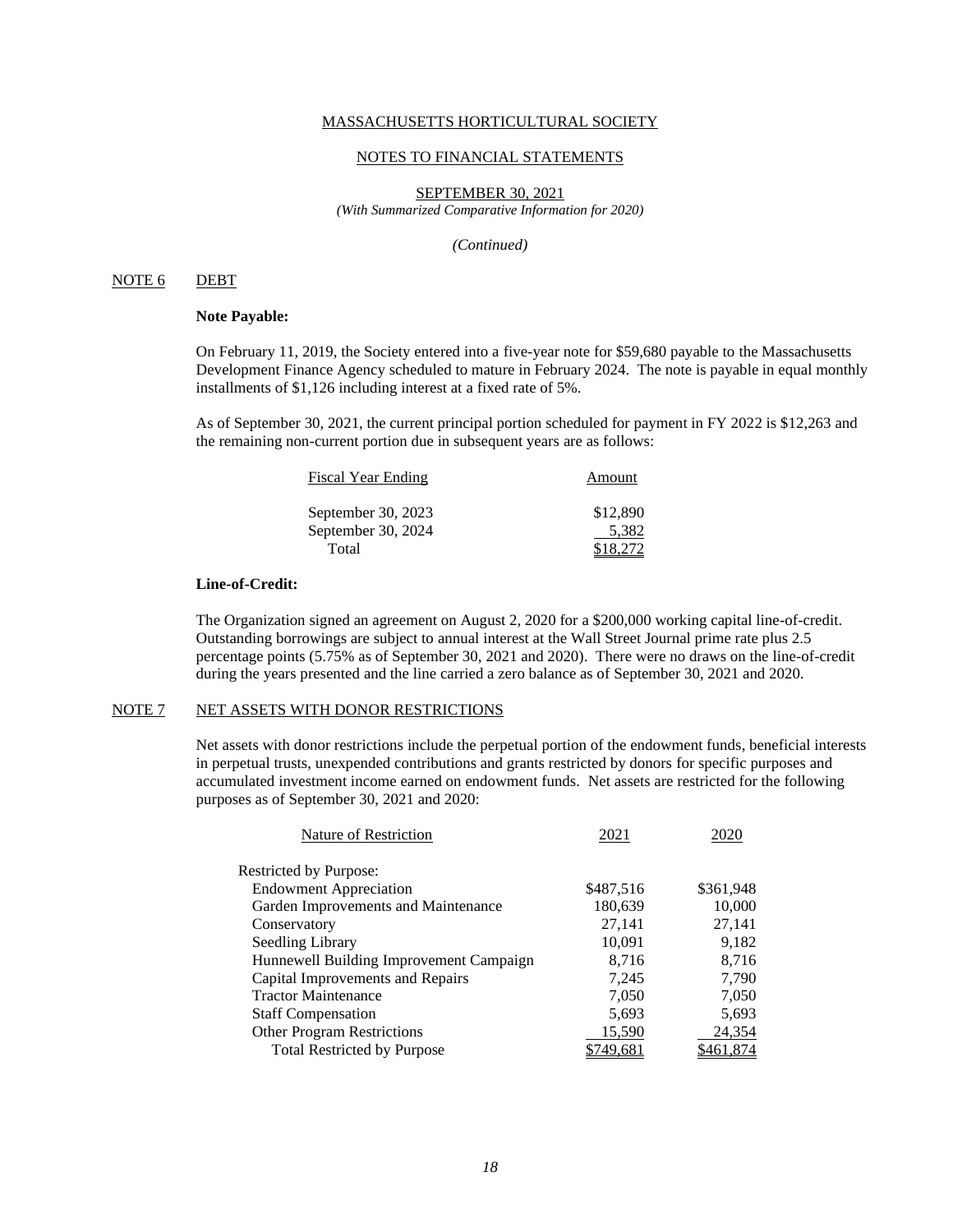MASSACHUSETTS HORTICULTURAL SOCIETY

NOTES TO FINANCIAL STATEMENTS

SEPTEMBER 30, 2021
*(With Summarized Comparative Information for 2020)*

*(Continued)*

## NOTE 6 DEBT

**Note Payable:**

On February 11, 2019, the Society entered into a five-year note for $59,680 payable to the Massachusetts Development Finance Agency scheduled to mature in February 2024. The note is payable in equal monthly installments of $1,126 including interest at a fixed rate of 5%.

As of September 30, 2021, the current principal portion scheduled for payment in FY 2022 is $12,263 and the remaining non-current portion due in subsequent years are as follows:

| Fiscal Year Ending | Amount |
|---|---|
| September 30, 2023 | $12,890 |
| September 30, 2024 | 5,382 |
| Total | $18,272 |

**Line-of-Credit:**

The Organization signed an agreement on August 2, 2020 for a $200,000 working capital line-of-credit. Outstanding borrowings are subject to annual interest at the Wall Street Journal prime rate plus 2.5 percentage points (5.75% as of September 30, 2021 and 2020). There were no draws on the line-of-credit during the years presented and the line carried a zero balance as of September 30, 2021 and 2020.

## NOTE 7 NET ASSETS WITH DONOR RESTRICTIONS

Net assets with donor restrictions include the perpetual portion of the endowment funds, beneficial interests in perpetual trusts, unexpended contributions and grants restricted by donors for specific purposes and accumulated investment income earned on endowment funds. Net assets are restricted for the following purposes as of September 30, 2021 and 2020:

| Nature of Restriction | 2021 | 2020 |
|---|---|---|
| Restricted by Purpose: | | |
| Endowment Appreciation | $487,516 | $361,948 |
| Garden Improvements and Maintenance | 180,639 | 10,000 |
| Conservatory | 27,141 | 27,141 |
| Seedling Library | 10,091 | 9,182 |
| Hunnewell Building Improvement Campaign | 8,716 | 8,716 |
| Capital Improvements and Repairs | 7,245 | 7,790 |
| Tractor Maintenance | 7,050 | 7,050 |
| Staff Compensation | 5,693 | 5,693 |
| Other Program Restrictions | 15,590 | 24,354 |
| Total Restricted by Purpose | $749,681 | $461,874 |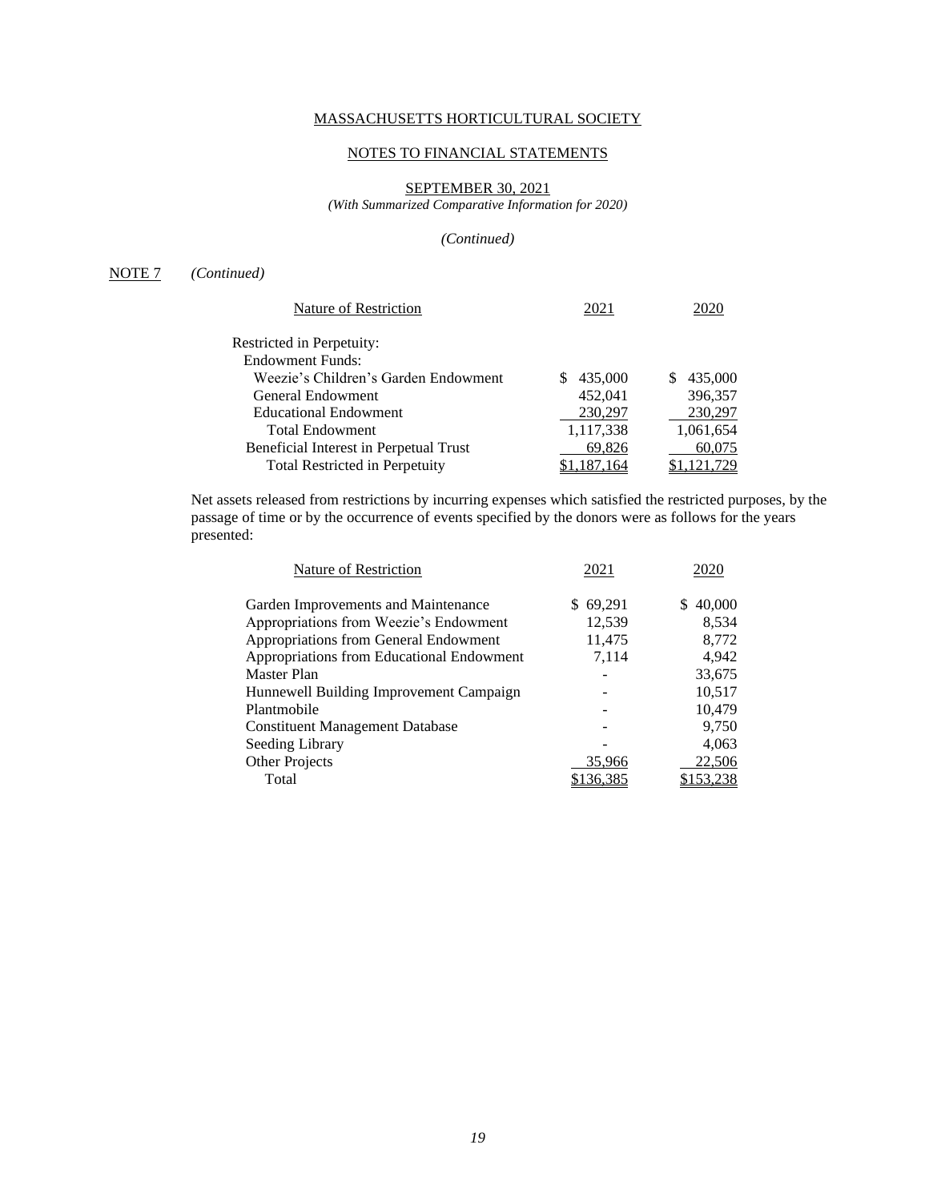MASSACHUSETTS HORTICULTURAL SOCIETY

NOTES TO FINANCIAL STATEMENTS

SEPTEMBER 30, 2021

*(With Summarized Comparative Information for 2020)*

*(Continued)*

NOTE 7 *(Continued)*

| Nature of Restriction | 2021 | 2020 |
|---|---|---|
| Restricted in Perpetuity: | | |
| Endowment Funds: | | |
| Weezie's Children's Garden Endowment | $ 435,000 | $ 435,000 |
| General Endowment | 452,041 | 396,357 |
| Educational Endowment | 230,297 | 230,297 |
| Total Endowment | 1,117,338 | 1,061,654 |
| Beneficial Interest in Perpetual Trust | 69,826 | 60,075 |
| Total Restricted in Perpetuity | $1,187,164 | $1,121,729 |

Net assets released from restrictions by incurring expenses which satisfied the restricted purposes, by the passage of time or by the occurrence of events specified by the donors were as follows for the years presented:

| Nature of Restriction | 2021 | 2020 |
|---|---|---|
| Garden Improvements and Maintenance | $ 69,291 | $ 40,000 |
| Appropriations from Weezie's Endowment | 12,539 | 8,534 |
| Appropriations from General Endowment | 11,475 | 8,772 |
| Appropriations from Educational Endowment | 7,114 | 4,942 |
| Master Plan | - | 33,675 |
| Hunnewell Building Improvement Campaign | - | 10,517 |
| Plantmobile | - | 10,479 |
| Constituent Management Database | - | 9,750 |
| Seeding Library | - | 4,063 |
| Other Projects | 35,966 | 22,506 |
| Total | $136,385 | $153,238 |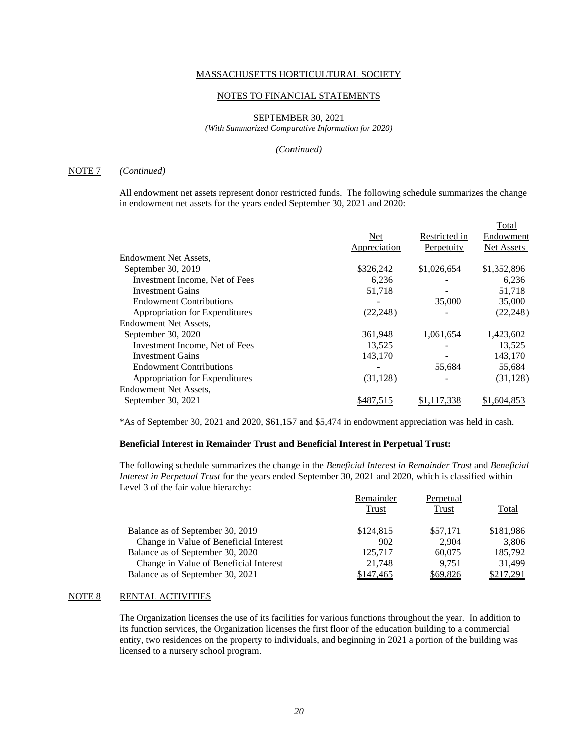MASSACHUSETTS HORTICULTURAL SOCIETY

NOTES TO FINANCIAL STATEMENTS

SEPTEMBER 30, 2021
*(With Summarized Comparative Information for 2020)*

*(Continued)*

NOTE 7 *(Continued)*

All endowment net assets represent donor restricted funds. The following schedule summarizes the change in endowment net assets for the years ended September 30, 2021 and 2020:

| | Net Appreciation | Restricted in Perpetuity | Total Endowment Net Assets |
|---|---|---|---|
| Endowment Net Assets, | | | |
| September 30, 2019 | $326,242 | $1,026,654 | $1,352,896 |
| Investment Income, Net of Fees | 6,236 | - | 6,236 |
| Investment Gains | 51,718 | - | 51,718 |
| Endowment Contributions | - | 35,000 | 35,000 |
| Appropriation for Expenditures | (22,248) | - | (22,248) |
| Endowment Net Assets, | | | |
| September 30, 2020 | 361,948 | 1,061,654 | 1,423,602 |
| Investment Income, Net of Fees | 13,525 | - | 13,525 |
| Investment Gains | 143,170 | - | 143,170 |
| Endowment Contributions | - | 55,684 | 55,684 |
| Appropriation for Expenditures | (31,128) | - | (31,128) |
| Endowment Net Assets, | | | |
| September 30, 2021 | $487,515 | $1,117,338 | $1,604,853 |

*As of September 30, 2021 and 2020, $61,157 and $5,474 in endowment appreciation was held in cash.

**Beneficial Interest in Remainder Trust and Beneficial Interest in Perpetual Trust:**

The following schedule summarizes the change in the *Beneficial Interest in Remainder Trust* and *Beneficial Interest in Perpetual Trust* for the years ended September 30, 2021 and 2020, which is classified within Level 3 of the fair value hierarchy:

| | Remainder Trust | Perpetual Trust | Total |
|---|---|---|---|
| Balance as of September 30, 2019 | $124,815 | $57,171 | $181,986 |
| Change in Value of Beneficial Interest | 902 | 2,904 | 3,806 |
| Balance as of September 30, 2020 | 125,717 | 60,075 | 185,792 |
| Change in Value of Beneficial Interest | 21,748 | 9,751 | 31,499 |
| Balance as of September 30, 2021 | $147,465 | $69,826 | $217,291 |

NOTE 8 RENTAL ACTIVITIES

The Organization licenses the use of its facilities for various functions throughout the year. In addition to its function services, the Organization licenses the first floor of the education building to a commercial entity, two residences on the property to individuals, and beginning in 2021 a portion of the building was licensed to a nursery school program.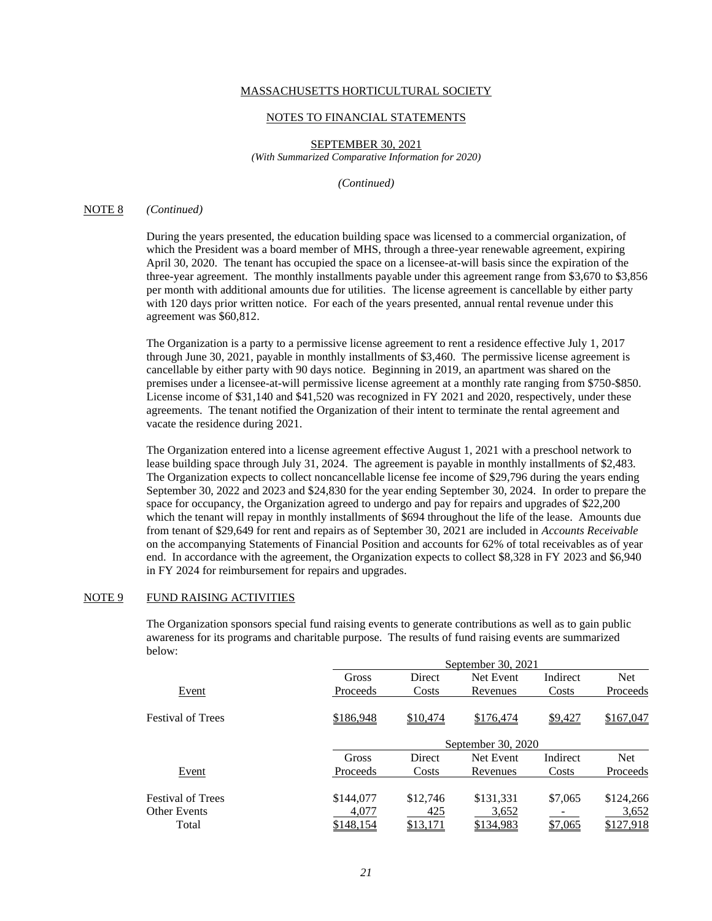MASSACHUSETTS HORTICULTURAL SOCIETY

NOTES TO FINANCIAL STATEMENTS

SEPTEMBER 30, 2021
*(With Summarized Comparative Information for 2020)*

*(Continued)*

NOTE 8 *(Continued)*

During the years presented, the education building space was licensed to a commercial organization, of which the President was a board member of MHS, through a three-year renewable agreement, expiring April 30, 2020. The tenant has occupied the space on a licensee-at-will basis since the expiration of the three-year agreement. The monthly installments payable under this agreement range from $3,670 to $3,856 per month with additional amounts due for utilities. The license agreement is cancellable by either party with 120 days prior written notice. For each of the years presented, annual rental revenue under this agreement was $60,812.

The Organization is a party to a permissive license agreement to rent a residence effective July 1, 2017 through June 30, 2021, payable in monthly installments of $3,460. The permissive license agreement is cancellable by either party with 90 days notice. Beginning in 2019, an apartment was shared on the premises under a licensee-at-will permissive license agreement at a monthly rate ranging from $750-$850. License income of $31,140 and $41,520 was recognized in FY 2021 and 2020, respectively, under these agreements. The tenant notified the Organization of their intent to terminate the rental agreement and vacate the residence during 2021.

The Organization entered into a license agreement effective August 1, 2021 with a preschool network to lease building space through July 31, 2024. The agreement is payable in monthly installments of $2,483. The Organization expects to collect noncancellable license fee income of $29,796 during the years ending September 30, 2022 and 2023 and $24,830 for the year ending September 30, 2024. In order to prepare the space for occupancy, the Organization agreed to undergo and pay for repairs and upgrades of $22,200 which the tenant will repay in monthly installments of $694 throughout the life of the lease. Amounts due from tenant of $29,649 for rent and repairs as of September 30, 2021 are included in *Accounts Receivable* on the accompanying Statements of Financial Position and accounts for 62% of total receivables as of year end. In accordance with the agreement, the Organization expects to collect $8,328 in FY 2023 and $6,940 in FY 2024 for reimbursement for repairs and upgrades.

NOTE 9 FUND RAISING ACTIVITIES

The Organization sponsors special fund raising events to generate contributions as well as to gain public awareness for its programs and charitable purpose. The results of fund raising events are summarized below:

| | September 30, 2021 | | | | |
|---|---|---|---|---|---|
| Event | Gross Proceeds | Direct Costs | Net Event Revenues | Indirect Costs | Net Proceeds |
| Festival of Trees | $186,948 | $10,474 | $176,474 | $9,427 | $167,047 |

| | September 30, 2020 | | | | |
|---|---|---|---|---|---|
| Event | Gross Proceeds | Direct Costs | Net Event Revenues | Indirect Costs | Net Proceeds |
| Festival of Trees | $144,077 | $12,746 | $131,331 | $7,065 | $124,266 |
| Other Events | 4,077 | 425 | 3,652 | - | 3,652 |
| Total | $148,154 | $13,171 | $134,983 | $7,065 | $127,918 |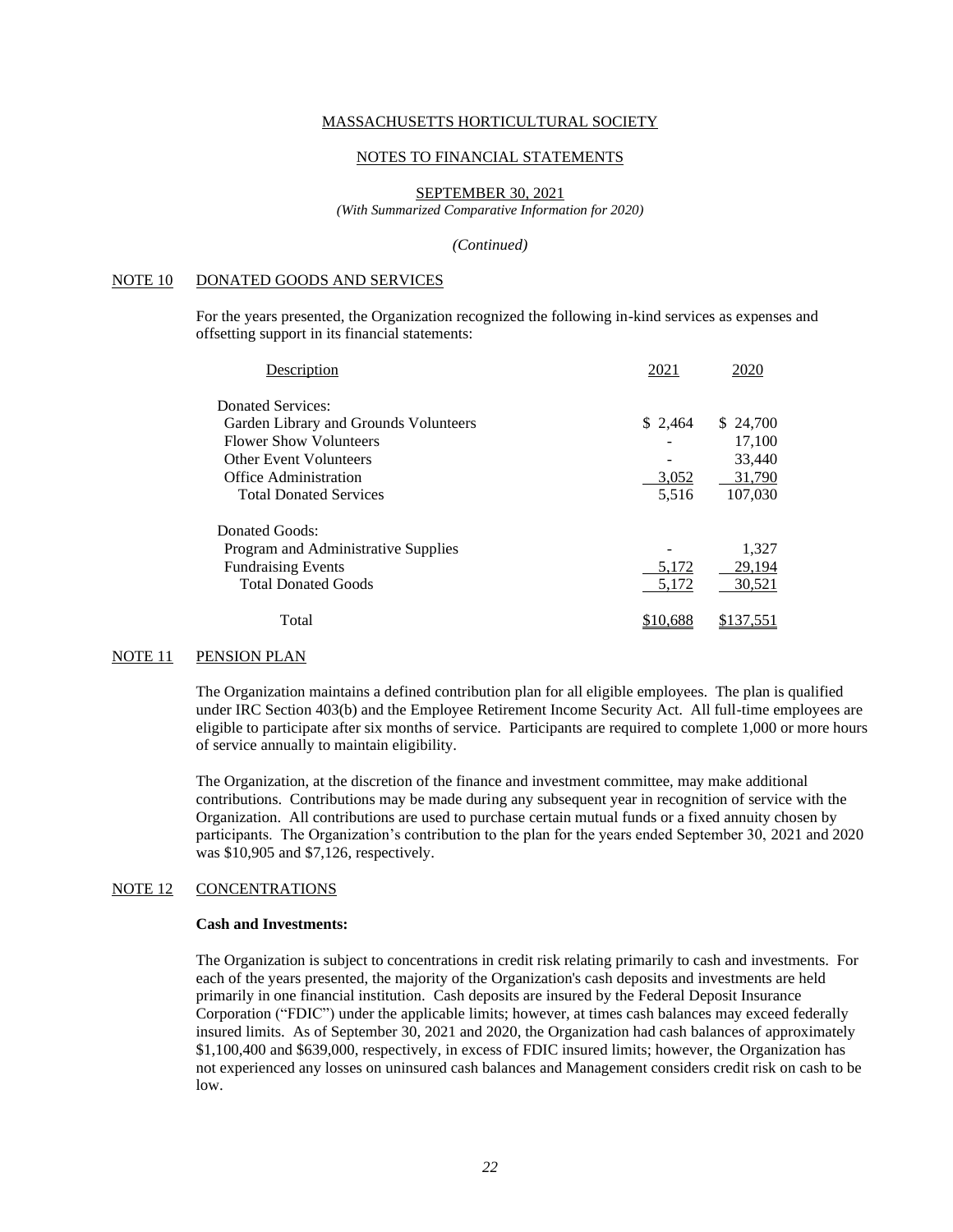MASSACHUSETTS HORTICULTURAL SOCIETY

NOTES TO FINANCIAL STATEMENTS

SEPTEMBER 30, 2021
*(With Summarized Comparative Information for 2020)*

*(Continued)*

## NOTE 10 DONATED GOODS AND SERVICES

For the years presented, the Organization recognized the following in-kind services as expenses and offsetting support in its financial statements:

| Description | 2021 | 2020 |
|---|---|---|
| Donated Services: | | |
| Garden Library and Grounds Volunteers | $ 2,464 | $ 24,700 |
| Flower Show Volunteers | - | 17,100 |
| Other Event Volunteers | - | 33,440 |
| Office Administration | 3,052 | 31,790 |
| Total Donated Services | 5,516 | 107,030 |
| Donated Goods: | | |
| Program and Administrative Supplies | - | 1,327 |
| Fundraising Events | 5,172 | 29,194 |
| Total Donated Goods | 5,172 | 30,521 |
| Total | $10,688 | $137,551 |

## NOTE 11 PENSION PLAN

The Organization maintains a defined contribution plan for all eligible employees. The plan is qualified under IRC Section 403(b) and the Employee Retirement Income Security Act. All full-time employees are eligible to participate after six months of service. Participants are required to complete 1,000 or more hours of service annually to maintain eligibility.

The Organization, at the discretion of the finance and investment committee, may make additional contributions. Contributions may be made during any subsequent year in recognition of service with the Organization. All contributions are used to purchase certain mutual funds or a fixed annuity chosen by participants. The Organization's contribution to the plan for the years ended September 30, 2021 and 2020 was $10,905 and $7,126, respectively.

## NOTE 12 CONCENTRATIONS

**Cash and Investments:**

The Organization is subject to concentrations in credit risk relating primarily to cash and investments. For each of the years presented, the majority of the Organization's cash deposits and investments are held primarily in one financial institution. Cash deposits are insured by the Federal Deposit Insurance Corporation ("FDIC") under the applicable limits; however, at times cash balances may exceed federally insured limits. As of September 30, 2021 and 2020, the Organization had cash balances of approximately $1,100,400 and $639,000, respectively, in excess of FDIC insured limits; however, the Organization has not experienced any losses on uninsured cash balances and Management considers credit risk on cash to be low.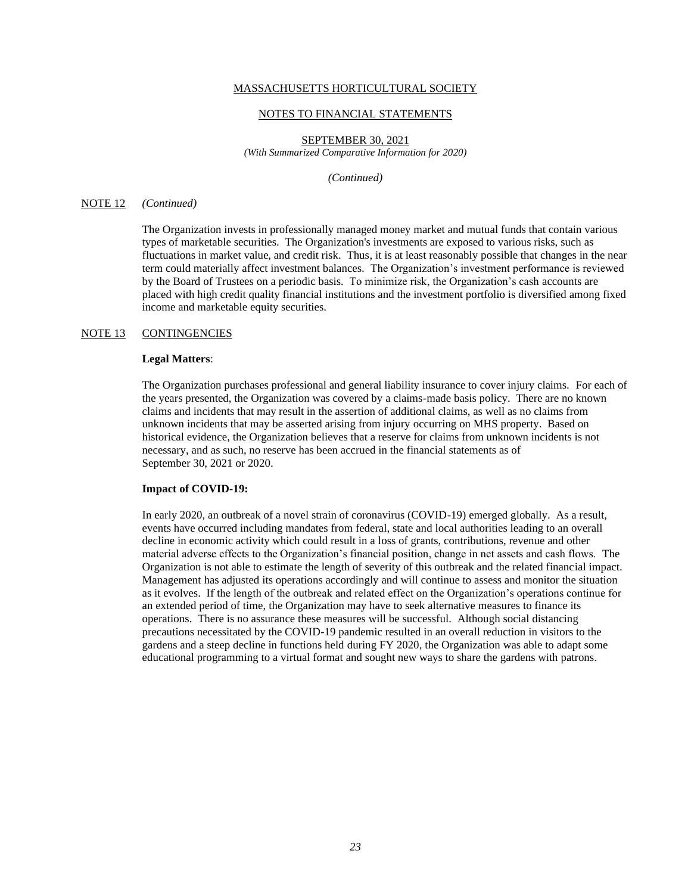MASSACHUSETTS HORTICULTURAL SOCIETY

NOTES TO FINANCIAL STATEMENTS

SEPTEMBER 30, 2021
*(With Summarized Comparative Information for 2020)*

*(Continued)*

NOTE 12 *(Continued)*

The Organization invests in professionally managed money market and mutual funds that contain various types of marketable securities. The Organization's investments are exposed to various risks, such as fluctuations in market value, and credit risk. Thus, it is at least reasonably possible that changes in the near term could materially affect investment balances. The Organization's investment performance is reviewed by the Board of Trustees on a periodic basis. To minimize risk, the Organization's cash accounts are placed with high credit quality financial institutions and the investment portfolio is diversified among fixed income and marketable equity securities.

NOTE 13 CONTINGENCIES

**Legal Matters**:

The Organization purchases professional and general liability insurance to cover injury claims. For each of the years presented, the Organization was covered by a claims-made basis policy. There are no known claims and incidents that may result in the assertion of additional claims, as well as no claims from unknown incidents that may be asserted arising from injury occurring on MHS property. Based on historical evidence, the Organization believes that a reserve for claims from unknown incidents is not necessary, and as such, no reserve has been accrued in the financial statements as of September 30, 2021 or 2020.

**Impact of COVID-19:**

In early 2020, an outbreak of a novel strain of coronavirus (COVID-19) emerged globally. As a result, events have occurred including mandates from federal, state and local authorities leading to an overall decline in economic activity which could result in a loss of grants, contributions, revenue and other material adverse effects to the Organization's financial position, change in net assets and cash flows. The Organization is not able to estimate the length of severity of this outbreak and the related financial impact. Management has adjusted its operations accordingly and will continue to assess and monitor the situation as it evolves. If the length of the outbreak and related effect on the Organization's operations continue for an extended period of time, the Organization may have to seek alternative measures to finance its operations. There is no assurance these measures will be successful. Although social distancing precautions necessitated by the COVID-19 pandemic resulted in an overall reduction in visitors to the gardens and a steep decline in functions held during FY 2020, the Organization was able to adapt some educational programming to a virtual format and sought new ways to share the gardens with patrons.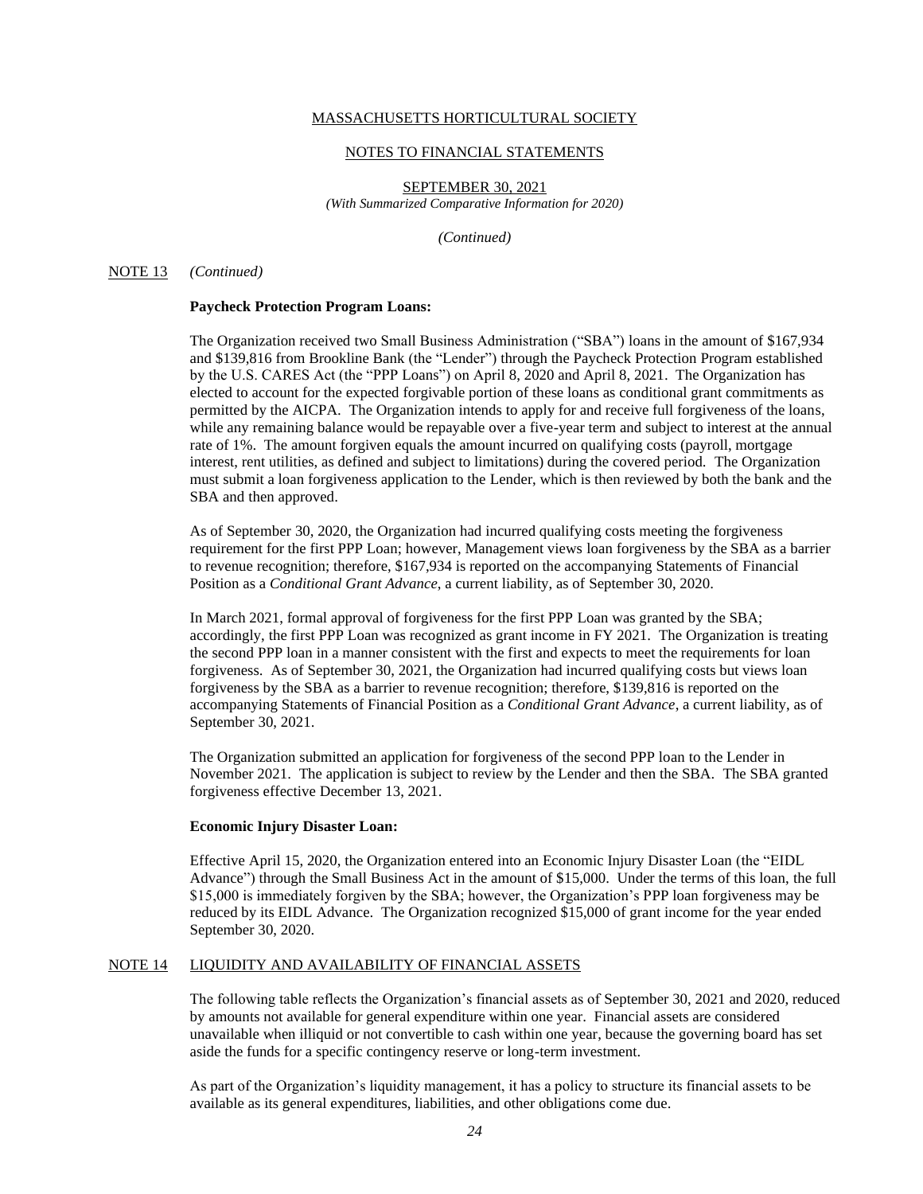MASSACHUSETTS HORTICULTURAL SOCIETY

NOTES TO FINANCIAL STATEMENTS

SEPTEMBER 30, 2021
*(With Summarized Comparative Information for 2020)*

*(Continued)*

NOTE 13 *(Continued)*

**Paycheck Protection Program Loans:**

The Organization received two Small Business Administration ("SBA") loans in the amount of $167,934 and $139,816 from Brookline Bank (the "Lender") through the Paycheck Protection Program established by the U.S. CARES Act (the "PPP Loans") on April 8, 2020 and April 8, 2021. The Organization has elected to account for the expected forgivable portion of these loans as conditional grant commitments as permitted by the AICPA. The Organization intends to apply for and receive full forgiveness of the loans, while any remaining balance would be repayable over a five-year term and subject to interest at the annual rate of 1%. The amount forgiven equals the amount incurred on qualifying costs (payroll, mortgage interest, rent utilities, as defined and subject to limitations) during the covered period. The Organization must submit a loan forgiveness application to the Lender, which is then reviewed by both the bank and the SBA and then approved.

As of September 30, 2020, the Organization had incurred qualifying costs meeting the forgiveness requirement for the first PPP Loan; however, Management views loan forgiveness by the SBA as a barrier to revenue recognition; therefore, $167,934 is reported on the accompanying Statements of Financial Position as a *Conditional Grant Advance*, a current liability, as of September 30, 2020.

In March 2021, formal approval of forgiveness for the first PPP Loan was granted by the SBA; accordingly, the first PPP Loan was recognized as grant income in FY 2021. The Organization is treating the second PPP loan in a manner consistent with the first and expects to meet the requirements for loan forgiveness. As of September 30, 2021, the Organization had incurred qualifying costs but views loan forgiveness by the SBA as a barrier to revenue recognition; therefore, $139,816 is reported on the accompanying Statements of Financial Position as a *Conditional Grant Advance*, a current liability, as of September 30, 2021.

The Organization submitted an application for forgiveness of the second PPP loan to the Lender in November 2021. The application is subject to review by the Lender and then the SBA. The SBA granted forgiveness effective December 13, 2021.

**Economic Injury Disaster Loan:**

Effective April 15, 2020, the Organization entered into an Economic Injury Disaster Loan (the "EIDL Advance") through the Small Business Act in the amount of $15,000. Under the terms of this loan, the full $15,000 is immediately forgiven by the SBA; however, the Organization's PPP loan forgiveness may be reduced by its EIDL Advance. The Organization recognized $15,000 of grant income for the year ended September 30, 2020.

NOTE 14 LIQUIDITY AND AVAILABILITY OF FINANCIAL ASSETS

The following table reflects the Organization's financial assets as of September 30, 2021 and 2020, reduced by amounts not available for general expenditure within one year. Financial assets are considered unavailable when illiquid or not convertible to cash within one year, because the governing board has set aside the funds for a specific contingency reserve or long-term investment.

As part of the Organization's liquidity management, it has a policy to structure its financial assets to be available as its general expenditures, liabilities, and other obligations come due.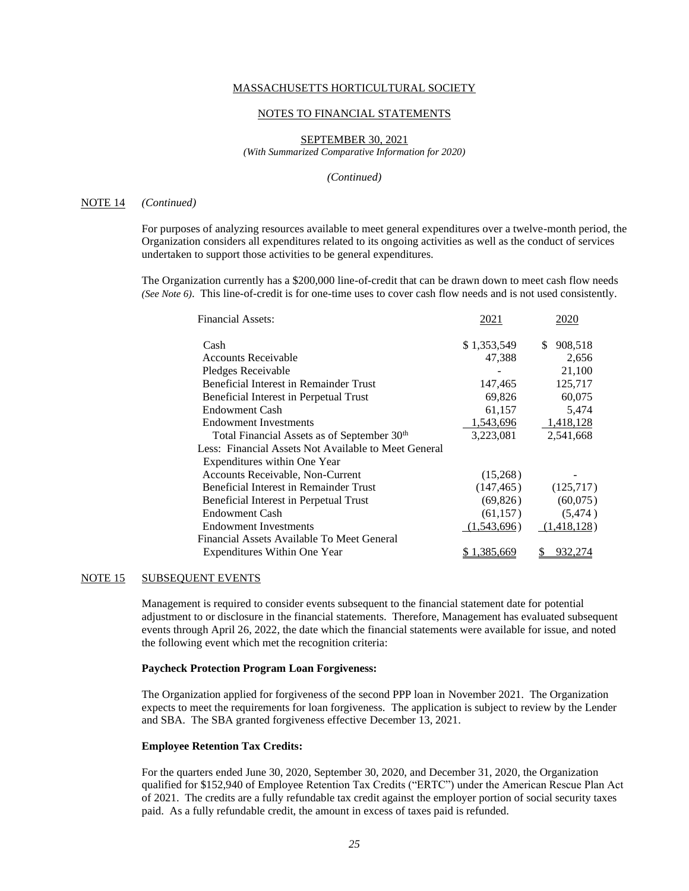MASSACHUSETTS HORTICULTURAL SOCIETY

NOTES TO FINANCIAL STATEMENTS

SEPTEMBER 30, 2021
*(With Summarized Comparative Information for 2020)*

*(Continued)*

NOTE 14 *(Continued)*

For purposes of analyzing resources available to meet general expenditures over a twelve-month period, the Organization considers all expenditures related to its ongoing activities as well as the conduct of services undertaken to support those activities to be general expenditures.

The Organization currently has a $200,000 line-of-credit that can be drawn down to meet cash flow needs *(See Note 6)*. This line-of-credit is for one-time uses to cover cash flow needs and is not used consistently.

| Financial Assets: | 2021 | 2020 |
|---|---|---|
| Cash | $ 1,353,549 | $ 908,518 |
| Accounts Receivable | 47,388 | 2,656 |
| Pledges Receivable | - | 21,100 |
| Beneficial Interest in Remainder Trust | 147,465 | 125,717 |
| Beneficial Interest in Perpetual Trust | 69,826 | 60,075 |
| Endowment Cash | 61,157 | 5,474 |
| Endowment Investments | 1,543,696 | 1,418,128 |
| Total Financial Assets as of September 30th | 3,223,081 | 2,541,668 |
| Less: Financial Assets Not Available to Meet General Expenditures within One Year | | |
| Accounts Receivable, Non-Current | (15,268) | - |
| Beneficial Interest in Remainder Trust | (147,465) | (125,717) |
| Beneficial Interest in Perpetual Trust | (69,826) | (60,075) |
| Endowment Cash | (61,157) | (5,474) |
| Endowment Investments | (1,543,696) | (1,418,128) |
| Financial Assets Available To Meet General Expenditures Within One Year | $ 1,385,669 | $ 932,274 |

NOTE 15 SUBSEQUENT EVENTS

Management is required to consider events subsequent to the financial statement date for potential adjustment to or disclosure in the financial statements. Therefore, Management has evaluated subsequent events through April 26, 2022, the date which the financial statements were available for issue, and noted the following event which met the recognition criteria:

**Paycheck Protection Program Loan Forgiveness:**

The Organization applied for forgiveness of the second PPP loan in November 2021. The Organization expects to meet the requirements for loan forgiveness. The application is subject to review by the Lender and SBA. The SBA granted forgiveness effective December 13, 2021.

**Employee Retention Tax Credits:**

For the quarters ended June 30, 2020, September 30, 2020, and December 31, 2020, the Organization qualified for $152,940 of Employee Retention Tax Credits ("ERTC") under the American Rescue Plan Act of 2021. The credits are a fully refundable tax credit against the employer portion of social security taxes paid. As a fully refundable credit, the amount in excess of taxes paid is refunded.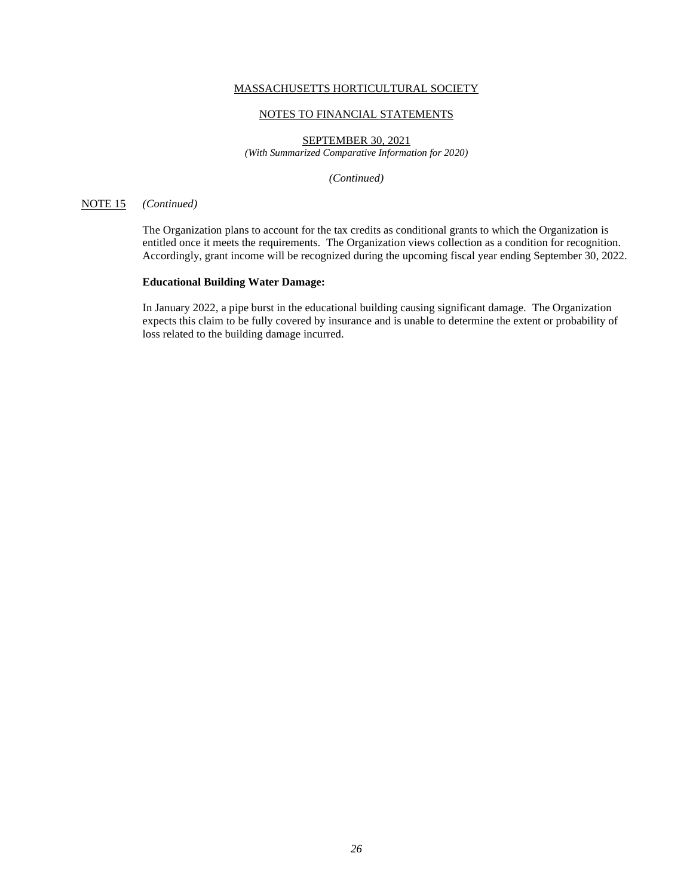NOTE 15 *(Continued)*

The Organization plans to account for the tax credits as conditional grants to which the Organization is entitled once it meets the requirements. The Organization views collection as a condition for recognition. Accordingly, grant income will be recognized during the upcoming fiscal year ending September 30, 2022.

**Educational Building Water Damage:**

In January 2022, a pipe burst in the educational building causing significant damage. The Organization expects this claim to be fully covered by insurance and is unable to determine the extent or probability of loss related to the building damage incurred.